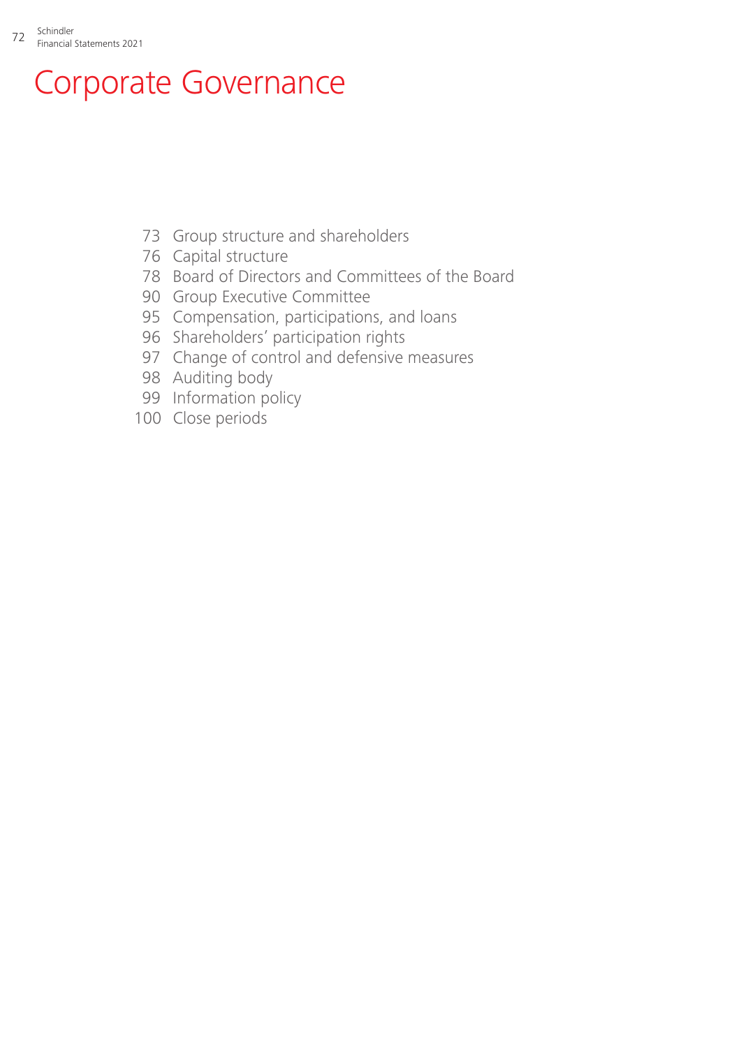# Corporate Governance

- 73 Group structure and shareholders
- 76 Capital structure
- 78 Board of Directors and Committees of the Board
- 90 Group Executive Committee
- 95 Compensation, participations, and loans
- 96 Shareholders' participation rights
- 97 Change of control and defensive measures
- 98 Auditing body
- 99 Information policy
- 100 Close periods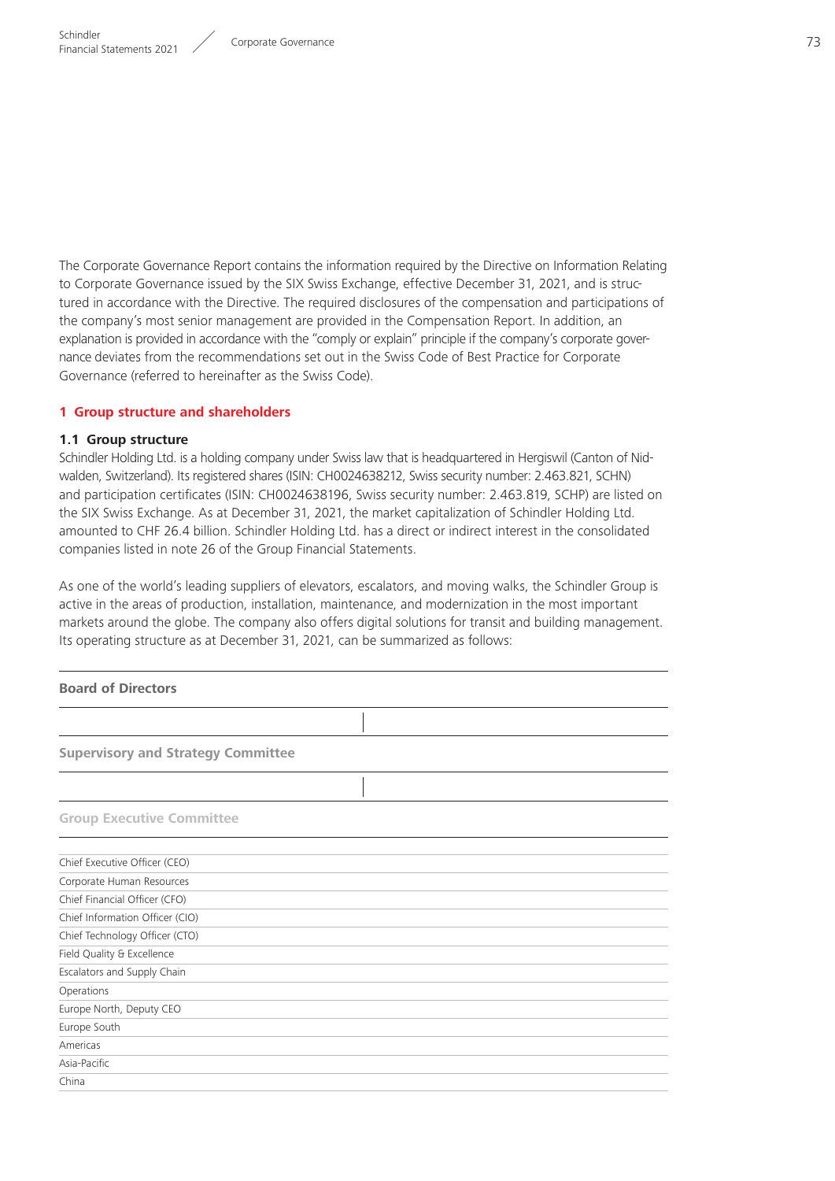The Corporate Governance Report contains the information required by the Directive on Information Relating to Corporate Governance issued by the SIX Swiss Exchange, effective December 31, 2021, and is structured in accordance with the Directive. The required disclosures of the compensation and participations of the company's most senior management are provided in the Compensation Report. In addition, an explanation is provided in accordance with the "comply or explain" principle if the company's corporate governance deviates from the recommendations set out in the Swiss Code of Best Practice for Corporate Governance (referred to hereinafter as the Swiss Code).

## 1 Group structure and shareholders

### 1.1 Group structure

Schindler Holding Ltd. is a holding company under Swiss law that is headquartered in Hergiswil (Canton of Nidwalden, Switzerland). Its registered shares (ISIN: CH0024638212, Swiss security number: 2.463.821, SCHN) and participation certificates (ISIN: CH0024638196, Swiss security number: 2.463.819, SCHP) are listed on the SIX Swiss Exchange. As at December 31, 2021, the market capitalization of Schindler Holding Ltd. amounted to CHF 26.4 billion. Schindler Holding Ltd. has a direct or indirect interest in the consolidated companies listed in note 26 of the Group Financial Statements.

As one of the world's leading suppliers of elevators, escalators, and moving walks, the Schindler Group is active in the areas of production, installation, maintenance, and modernization in the most important markets around the globe. The company also offers digital solutions for transit and building management. Its operating structure as at December 31, 2021, can be summarized as follows:

**Board of Directors**

**Supervisory and Strategy Committee**

**Group Executive Committee**

| |
|---|
| Chief Executive Officer (CEO) |
| Corporate Human Resources |
| Chief Financial Officer (CFO) |
| Chief Information Officer (CIO) |
| Chief Technology Officer (CTO) |
| Field Quality & Excellence |
| Escalators and Supply Chain |
| Operations |
| Europe North, Deputy CEO |
| Europe South |
| Americas |
| Asia-Pacific |
| China |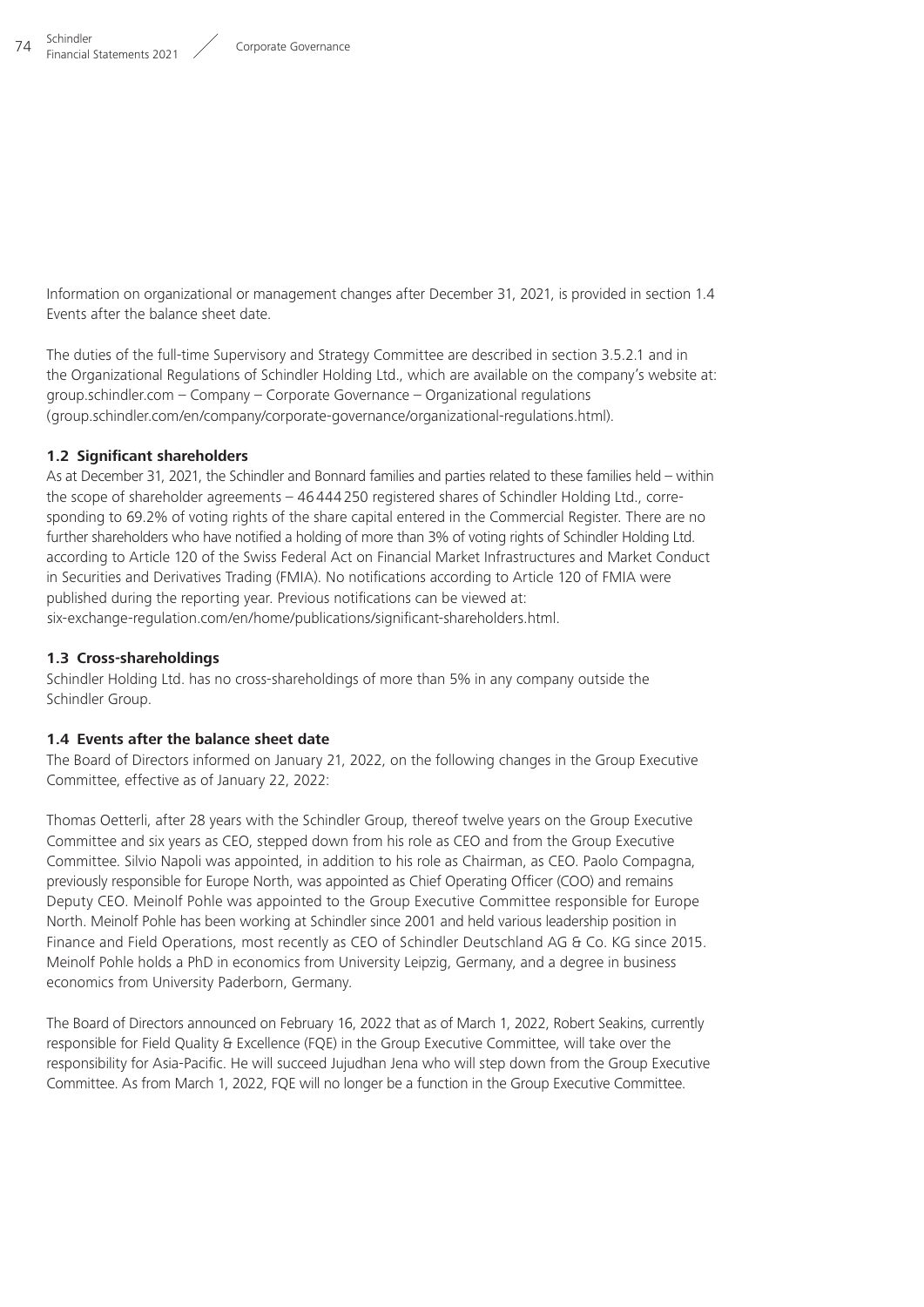Information on organizational or management changes after December 31, 2021, is provided in section 1.4 Events after the balance sheet date.

The duties of the full-time Supervisory and Strategy Committee are described in section 3.5.2.1 and in the Organizational Regulations of Schindler Holding Ltd., which are available on the company's website at: group.schindler.com – Company – Corporate Governance – Organizational regulations (group.schindler.com/en/company/corporate-governance/organizational-regulations.html).

### 1.2 Significant shareholders

As at December 31, 2021, the Schindler and Bonnard families and parties related to these families held – within the scope of shareholder agreements – 46 444 250 registered shares of Schindler Holding Ltd., corresponding to 69.2% of voting rights of the share capital entered in the Commercial Register. There are no further shareholders who have notified a holding of more than 3% of voting rights of Schindler Holding Ltd. according to Article 120 of the Swiss Federal Act on Financial Market Infrastructures and Market Conduct in Securities and Derivatives Trading (FMIA). No notifications according to Article 120 of FMIA were published during the reporting year. Previous notifications can be viewed at: six-exchange-regulation.com/en/home/publications/significant-shareholders.html.

### 1.3 Cross-shareholdings

Schindler Holding Ltd. has no cross-shareholdings of more than 5% in any company outside the Schindler Group.

### 1.4 Events after the balance sheet date

The Board of Directors informed on January 21, 2022, on the following changes in the Group Executive Committee, effective as of January 22, 2022:

Thomas Oetterli, after 28 years with the Schindler Group, thereof twelve years on the Group Executive Committee and six years as CEO, stepped down from his role as CEO and from the Group Executive Committee. Silvio Napoli was appointed, in addition to his role as Chairman, as CEO. Paolo Compagna, previously responsible for Europe North, was appointed as Chief Operating Officer (COO) and remains Deputy CEO. Meinolf Pohle was appointed to the Group Executive Committee responsible for Europe North. Meinolf Pohle has been working at Schindler since 2001 and held various leadership position in Finance and Field Operations, most recently as CEO of Schindler Deutschland AG & Co. KG since 2015. Meinolf Pohle holds a PhD in economics from University Leipzig, Germany, and a degree in business economics from University Paderborn, Germany.

The Board of Directors announced on February 16, 2022 that as of March 1, 2022, Robert Seakins, currently responsible for Field Quality & Excellence (FQE) in the Group Executive Committee, will take over the responsibility for Asia-Pacific. He will succeed Jujudhan Jena who will step down from the Group Executive Committee. As from March 1, 2022, FQE will no longer be a function in the Group Executive Committee.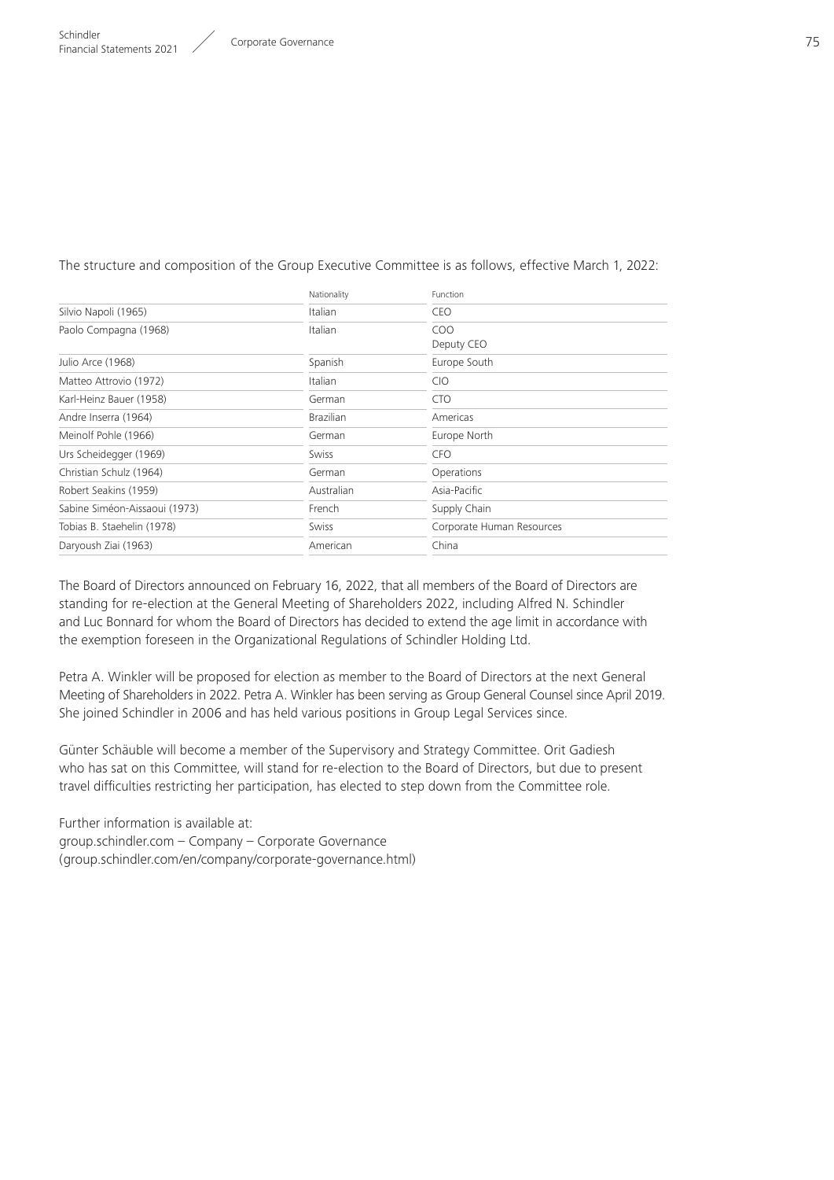The structure and composition of the Group Executive Committee is as follows, effective March 1, 2022:

| | Nationality | Function |
|---|---|---|
| Silvio Napoli (1965) | Italian | CEO |
| Paolo Compagna (1968) | Italian | COO<br>Deputy CEO |
| Julio Arce (1968) | Spanish | Europe South |
| Matteo Attrovio (1972) | Italian | CIO |
| Karl-Heinz Bauer (1958) | German | CTO |
| Andre Inserra (1964) | Brazilian | Americas |
| Meinolf Pohle (1966) | German | Europe North |
| Urs Scheidegger (1969) | Swiss | CFO |
| Christian Schulz (1964) | German | Operations |
| Robert Seakins (1959) | Australian | Asia-Pacific |
| Sabine Siméon-Aissaoui (1973) | French | Supply Chain |
| Tobias B. Staehelin (1978) | Swiss | Corporate Human Resources |
| Daryoush Ziai (1963) | American | China |

The Board of Directors announced on February 16, 2022, that all members of the Board of Directors are standing for re-election at the General Meeting of Shareholders 2022, including Alfred N. Schindler and Luc Bonnard for whom the Board of Directors has decided to extend the age limit in accordance with the exemption foreseen in the Organizational Regulations of Schindler Holding Ltd.

Petra A. Winkler will be proposed for election as member to the Board of Directors at the next General Meeting of Shareholders in 2022. Petra A. Winkler has been serving as Group General Counsel since April 2019. She joined Schindler in 2006 and has held various positions in Group Legal Services since.

Günter Schäuble will become a member of the Supervisory and Strategy Committee. Orit Gadiesh who has sat on this Committee, will stand for re-election to the Board of Directors, but due to present travel difficulties restricting her participation, has elected to step down from the Committee role.

Further information is available at:
group.schindler.com – Company – Corporate Governance
(group.schindler.com/en/company/corporate-governance.html)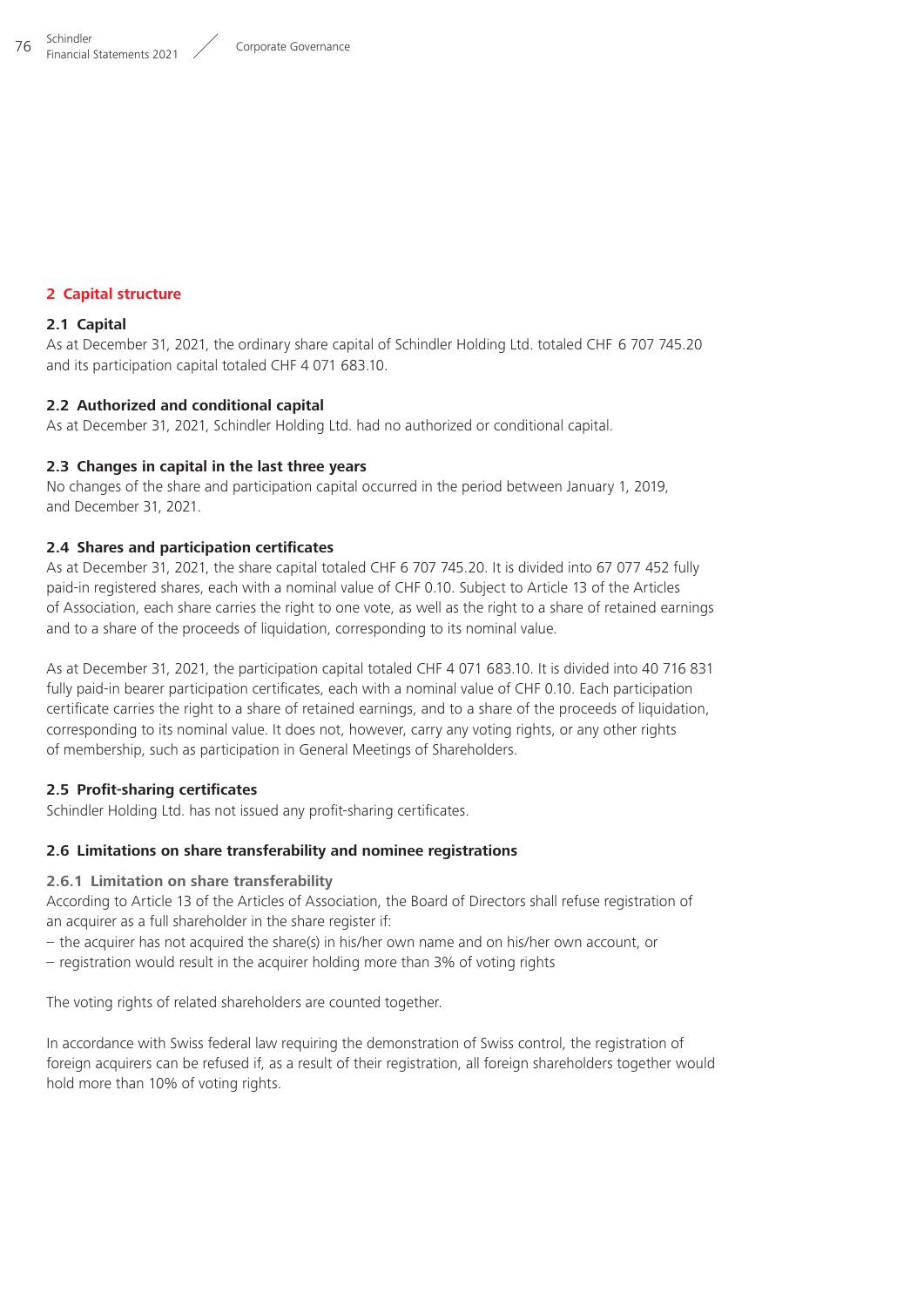## 2 Capital structure

### 2.1 Capital

As at December 31, 2021, the ordinary share capital of Schindler Holding Ltd. totaled CHF 6 707 745.20 and its participation capital totaled CHF 4 071 683.10.

### 2.2 Authorized and conditional capital

As at December 31, 2021, Schindler Holding Ltd. had no authorized or conditional capital.

### 2.3 Changes in capital in the last three years

No changes of the share and participation capital occurred in the period between January 1, 2019, and December 31, 2021.

### 2.4 Shares and participation certificates

As at December 31, 2021, the share capital totaled CHF 6 707 745.20. It is divided into 67 077 452 fully paid-in registered shares, each with a nominal value of CHF 0.10. Subject to Article 13 of the Articles of Association, each share carries the right to one vote, as well as the right to a share of retained earnings and to a share of the proceeds of liquidation, corresponding to its nominal value.

As at December 31, 2021, the participation capital totaled CHF 4 071 683.10. It is divided into 40 716 831 fully paid-in bearer participation certificates, each with a nominal value of CHF 0.10. Each participation certificate carries the right to a share of retained earnings, and to a share of the proceeds of liquidation, corresponding to its nominal value. It does not, however, carry any voting rights, or any other rights of membership, such as participation in General Meetings of Shareholders.

### 2.5 Profit-sharing certificates

Schindler Holding Ltd. has not issued any profit-sharing certificates.

### 2.6 Limitations on share transferability and nominee registrations

#### 2.6.1 Limitation on share transferability

According to Article 13 of the Articles of Association, the Board of Directors shall refuse registration of an acquirer as a full shareholder in the share register if:

- the acquirer has not acquired the share(s) in his/her own name and on his/her own account, or
- registration would result in the acquirer holding more than 3% of voting rights

The voting rights of related shareholders are counted together.

In accordance with Swiss federal law requiring the demonstration of Swiss control, the registration of foreign acquirers can be refused if, as a result of their registration, all foreign shareholders together would hold more than 10% of voting rights.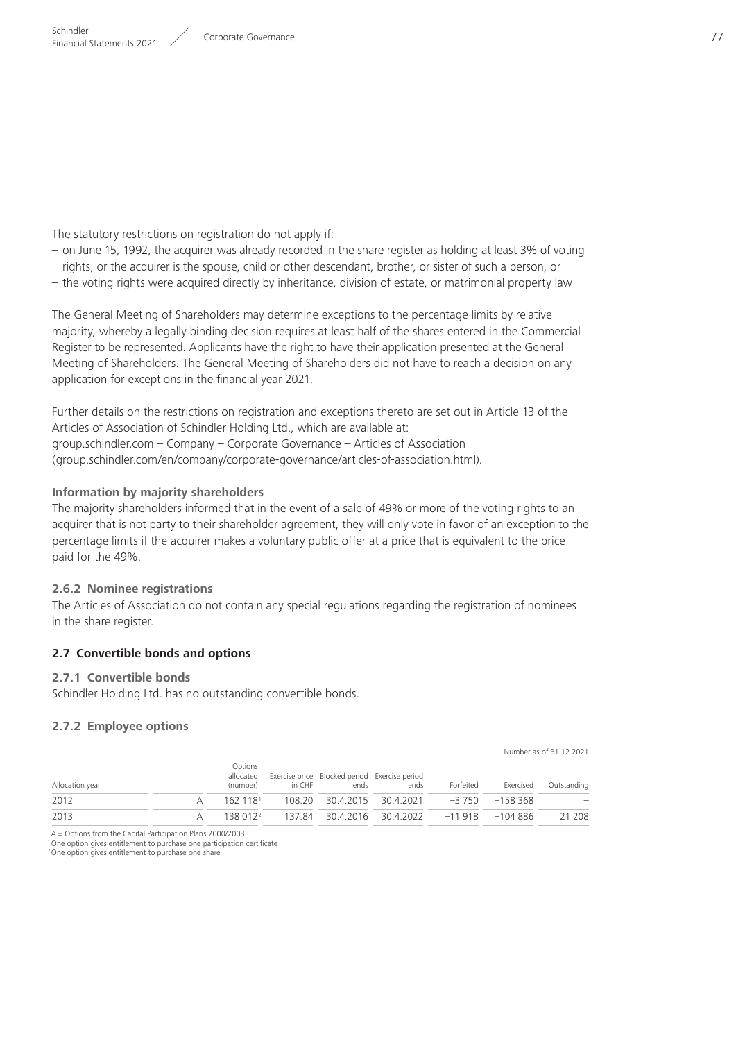The statutory restrictions on registration do not apply if:

- on June 15, 1992, the acquirer was already recorded in the share register as holding at least 3% of voting rights, or the acquirer is the spouse, child or other descendant, brother, or sister of such a person, or
- the voting rights were acquired directly by inheritance, division of estate, or matrimonial property law

The General Meeting of Shareholders may determine exceptions to the percentage limits by relative majority, whereby a legally binding decision requires at least half of the shares entered in the Commercial Register to be represented. Applicants have the right to have their application presented at the General Meeting of Shareholders. The General Meeting of Shareholders did not have to reach a decision on any application for exceptions in the financial year 2021.

Further details on the restrictions on registration and exceptions thereto are set out in Article 13 of the Articles of Association of Schindler Holding Ltd., which are available at:
group.schindler.com – Company – Corporate Governance – Articles of Association
(group.schindler.com/en/company/corporate-governance/articles-of-association.html).

**Information by majority shareholders**

The majority shareholders informed that in the event of a sale of 49% or more of the voting rights to an acquirer that is not party to their shareholder agreement, they will only vote in favor of an exception to the percentage limits if the acquirer makes a voluntary public offer at a price that is equivalent to the price paid for the 49%.

### 2.6.2 Nominee registrations

The Articles of Association do not contain any special regulations regarding the registration of nominees in the share register.

## 2.7 Convertible bonds and options

### 2.7.1 Convertible bonds

Schindler Holding Ltd. has no outstanding convertible bonds.

### 2.7.2 Employee options

Number as of 31.12.2021

| Allocation year | | Options allocated (number) | Exercise price in CHF | Blocked period ends | Exercise period ends | Forfeited | Exercised | Outstanding |
|---|---|---|---|---|---|---|---|---|
| 2012 | A | 162 118[1] | 108.20 | 30.4.2015 | 30.4.2021 | –3 750 | –158 368 | – |
| 2013 | A | 138 012[2] | 137.84 | 30.4.2016 | 30.4.2022 | –11 918 | –104 886 | 21 208 |

A = Options from the Capital Participation Plans 2000/2003

[1] One option gives entitlement to purchase one participation certificate

[2] One option gives entitlement to purchase one share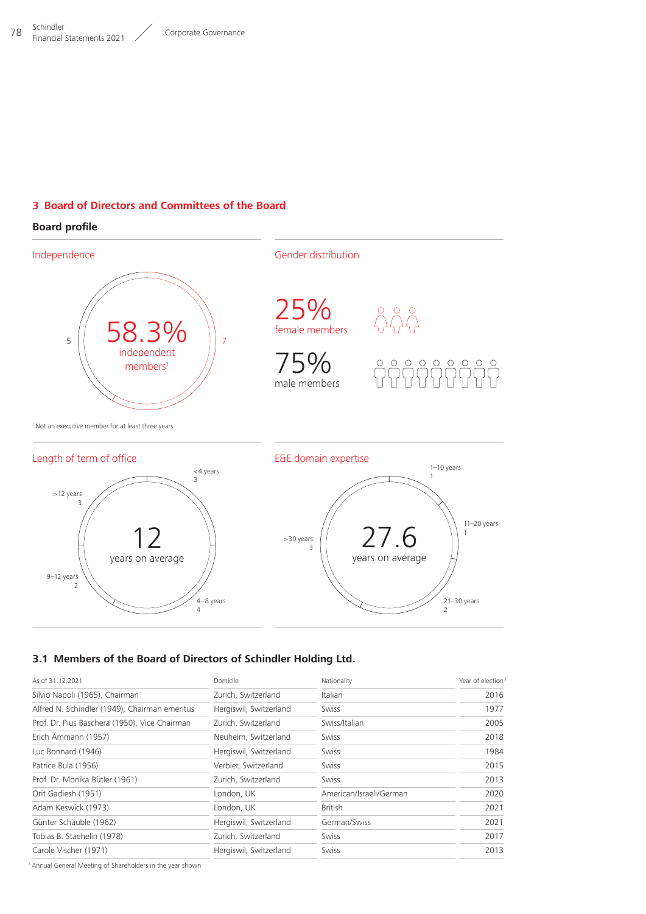## 3 Board of Directors and Committees of the Board

### Board profile

**Independence**

5

58.3%
independent members[1]

7

[1] Not an executive member for at least three years

**Gender distribution**

25%
female members

75%
male members

**Length of term of office**

12
years on average

- <4 years: 3
- 4–8 years: 4
- 9–12 years: 2
- >12 years: 3

**E&E domain expertise**

27.6
years on average

- 1–10 years: 1
- 11–20 years: 1
- 21–30 years: 2
- >30 years: 3

### 3.1 Members of the Board of Directors of Schindler Holding Ltd.

| As of 31.12.2021 | Domicile | Nationality | Year of election[1] |
|---|---|---|---|
| Silvio Napoli (1965), Chairman | Zurich, Switzerland | Italian | 2016 |
| Alfred N. Schindler (1949), Chairman emeritus | Hergiswil, Switzerland | Swiss | 1977 |
| Prof. Dr. Pius Baschera (1950), Vice Chairman | Zurich, Switzerland | Swiss/Italian | 2005 |
| Erich Ammann (1957) | Neuheim, Switzerland | Swiss | 2018 |
| Luc Bonnard (1946) | Hergiswil, Switzerland | Swiss | 1984 |
| Patrice Bula (1956) | Verbier, Switzerland | Swiss | 2015 |
| Prof. Dr. Monika Bütler (1961) | Zurich, Switzerland | Swiss | 2013 |
| Orit Gadiesh (1951) | London, UK | American/Israeli/German | 2020 |
| Adam Keswick (1973) | London, UK | British | 2021 |
| Günter Schäuble (1962) | Hergiswil, Switzerland | German/Swiss | 2021 |
| Tobias B. Staehelin (1978) | Zurich, Switzerland | Swiss | 2017 |
| Carole Vischer (1971) | Hergiswil, Switzerland | Swiss | 2013 |

[1] Annual General Meeting of Shareholders in the year shown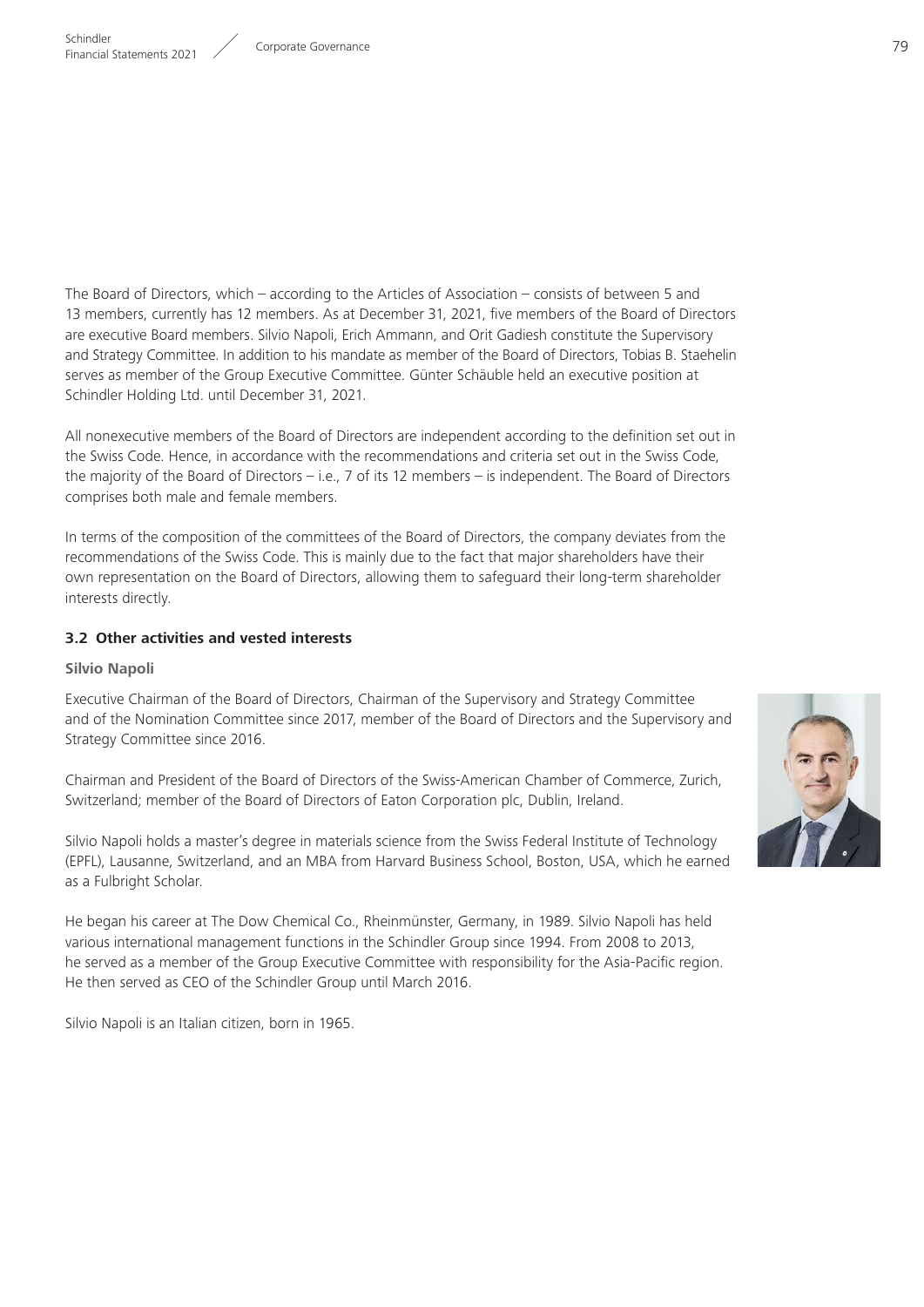The Board of Directors, which – according to the Articles of Association – consists of between 5 and 13 members, currently has 12 members. As at December 31, 2021, five members of the Board of Directors are executive Board members. Silvio Napoli, Erich Ammann, and Orit Gadiesh constitute the Supervisory and Strategy Committee. In addition to his mandate as member of the Board of Directors, Tobias B. Staehelin serves as member of the Group Executive Committee. Günter Schäuble held an executive position at Schindler Holding Ltd. until December 31, 2021.

All nonexecutive members of the Board of Directors are independent according to the definition set out in the Swiss Code. Hence, in accordance with the recommendations and criteria set out in the Swiss Code, the majority of the Board of Directors – i.e., 7 of its 12 members – is independent. The Board of Directors comprises both male and female members.

In terms of the composition of the committees of the Board of Directors, the company deviates from the recommendations of the Swiss Code. This is mainly due to the fact that major shareholders have their own representation on the Board of Directors, allowing them to safeguard their long-term shareholder interests directly.

### 3.2 Other activities and vested interests

**Silvio Napoli**

Executive Chairman of the Board of Directors, Chairman of the Supervisory and Strategy Committee and of the Nomination Committee since 2017, member of the Board of Directors and the Supervisory and Strategy Committee since 2016.

Chairman and President of the Board of Directors of the Swiss-American Chamber of Commerce, Zurich, Switzerland; member of the Board of Directors of Eaton Corporation plc, Dublin, Ireland.

Silvio Napoli holds a master's degree in materials science from the Swiss Federal Institute of Technology (EPFL), Lausanne, Switzerland, and an MBA from Harvard Business School, Boston, USA, which he earned as a Fulbright Scholar.

He began his career at The Dow Chemical Co., Rheinmünster, Germany, in 1989. Silvio Napoli has held various international management functions in the Schindler Group since 1994. From 2008 to 2013, he served as a member of the Group Executive Committee with responsibility for the Asia-Pacific region. He then served as CEO of the Schindler Group until March 2016.

Silvio Napoli is an Italian citizen, born in 1965.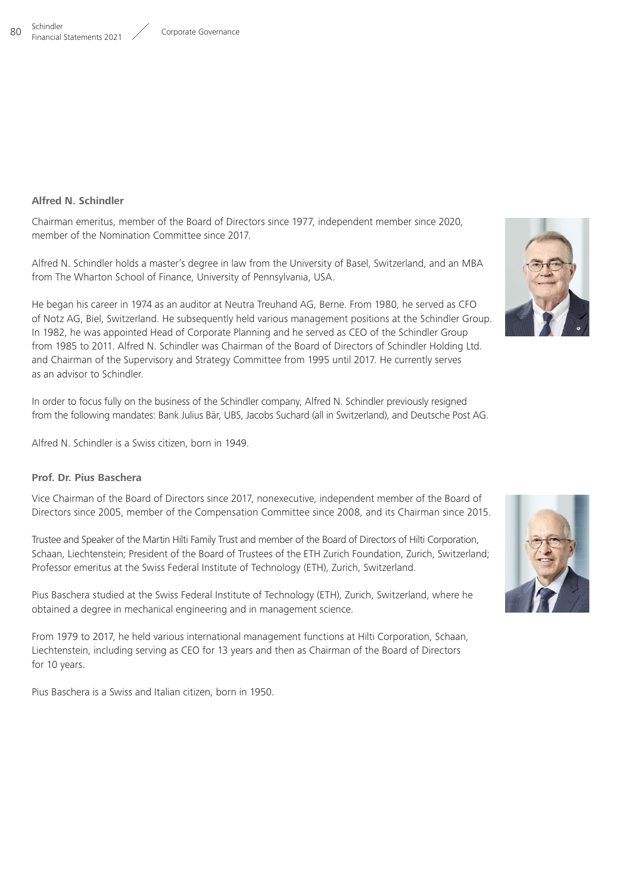**Alfred N. Schindler**

Chairman emeritus, member of the Board of Directors since 1977, independent member since 2020, member of the Nomination Committee since 2017.

Alfred N. Schindler holds a master's degree in law from the University of Basel, Switzerland, and an MBA from The Wharton School of Finance, University of Pennsylvania, USA.

He began his career in 1974 as an auditor at Neutra Treuhand AG, Berne. From 1980, he served as CFO of Notz AG, Biel, Switzerland. He subsequently held various management positions at the Schindler Group. In 1982, he was appointed Head of Corporate Planning and he served as CEO of the Schindler Group from 1985 to 2011. Alfred N. Schindler was Chairman of the Board of Directors of Schindler Holding Ltd. and Chairman of the Supervisory and Strategy Committee from 1995 until 2017. He currently serves as an advisor to Schindler.

In order to focus fully on the business of the Schindler company, Alfred N. Schindler previously resigned from the following mandates: Bank Julius Bär, UBS, Jacobs Suchard (all in Switzerland), and Deutsche Post AG.

Alfred N. Schindler is a Swiss citizen, born in 1949.

**Prof. Dr. Pius Baschera**

Vice Chairman of the Board of Directors since 2017, nonexecutive, independent member of the Board of Directors since 2005, member of the Compensation Committee since 2008, and its Chairman since 2015.

Trustee and Speaker of the Martin Hilti Family Trust and member of the Board of Directors of Hilti Corporation, Schaan, Liechtenstein; President of the Board of Trustees of the ETH Zurich Foundation, Zurich, Switzerland; Professor emeritus at the Swiss Federal Institute of Technology (ETH), Zurich, Switzerland.

Pius Baschera studied at the Swiss Federal Institute of Technology (ETH), Zurich, Switzerland, where he obtained a degree in mechanical engineering and in management science.

From 1979 to 2017, he held various international management functions at Hilti Corporation, Schaan, Liechtenstein, including serving as CEO for 13 years and then as Chairman of the Board of Directors for 10 years.

Pius Baschera is a Swiss and Italian citizen, born in 1950.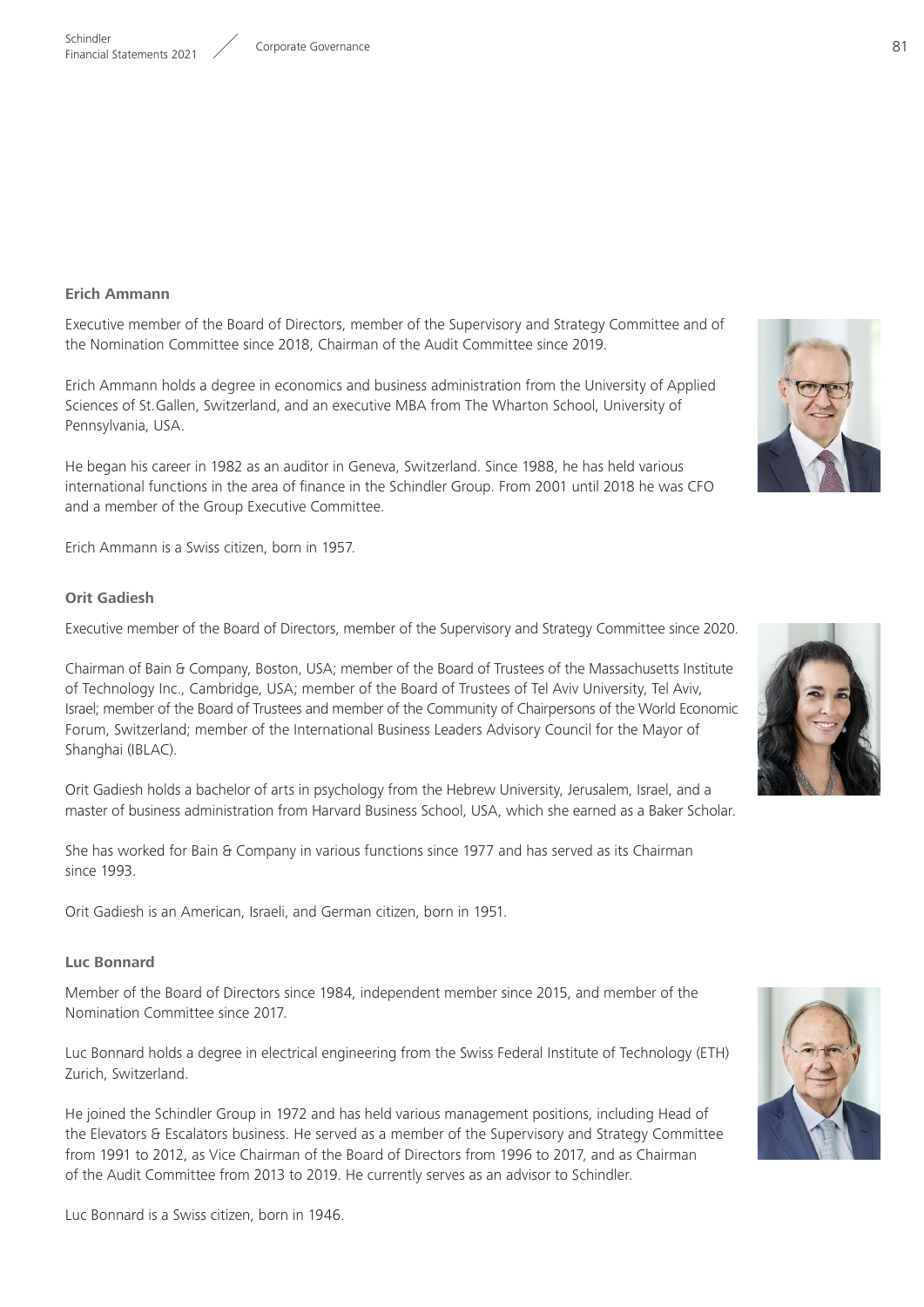### Erich Ammann

Executive member of the Board of Directors, member of the Supervisory and Strategy Committee and of the Nomination Committee since 2018, Chairman of the Audit Committee since 2019.

Erich Ammann holds a degree in economics and business administration from the University of Applied Sciences of St. Gallen, Switzerland, and an executive MBA from The Wharton School, University of Pennsylvania, USA.

He began his career in 1982 as an auditor in Geneva, Switzerland. Since 1988, he has held various international functions in the area of finance in the Schindler Group. From 2001 until 2018 he was CFO and a member of the Group Executive Committee.

Erich Ammann is a Swiss citizen, born in 1957.

### Orit Gadiesh

Executive member of the Board of Directors, member of the Supervisory and Strategy Committee since 2020.

Chairman of Bain & Company, Boston, USA; member of the Board of Trustees of the Massachusetts Institute of Technology Inc., Cambridge, USA; member of the Board of Trustees of Tel Aviv University, Tel Aviv, Israel; member of the Board of Trustees and member of the Community of Chairpersons of the World Economic Forum, Switzerland; member of the International Business Leaders Advisory Council for the Mayor of Shanghai (IBLAC).

Orit Gadiesh holds a bachelor of arts in psychology from the Hebrew University, Jerusalem, Israel, and a master of business administration from Harvard Business School, USA, which she earned as a Baker Scholar.

She has worked for Bain & Company in various functions since 1977 and has served as its Chairman since 1993.

Orit Gadiesh is an American, Israeli, and German citizen, born in 1951.

### Luc Bonnard

Member of the Board of Directors since 1984, independent member since 2015, and member of the Nomination Committee since 2017.

Luc Bonnard holds a degree in electrical engineering from the Swiss Federal Institute of Technology (ETH) Zurich, Switzerland.

He joined the Schindler Group in 1972 and has held various management positions, including Head of the Elevators & Escalators business. He served as a member of the Supervisory and Strategy Committee from 1991 to 2012, as Vice Chairman of the Board of Directors from 1996 to 2017, and as Chairman of the Audit Committee from 2013 to 2019. He currently serves as an advisor to Schindler.

Luc Bonnard is a Swiss citizen, born in 1946.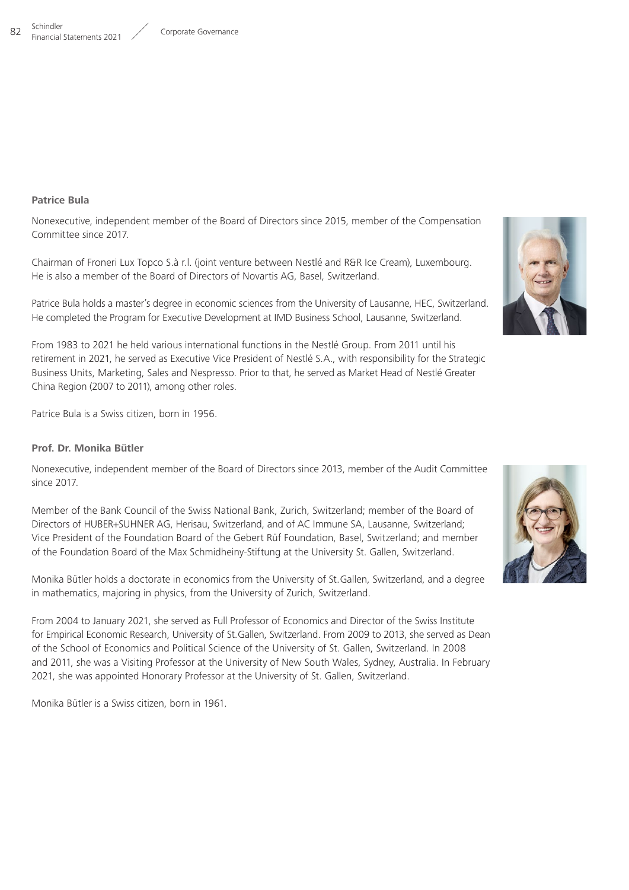**Patrice Bula**

Nonexecutive, independent member of the Board of Directors since 2015, member of the Compensation Committee since 2017.

Chairman of Froneri Lux Topco S.à r.l. (joint venture between Nestlé and R&R Ice Cream), Luxembourg. He is also a member of the Board of Directors of Novartis AG, Basel, Switzerland.

Patrice Bula holds a master's degree in economic sciences from the University of Lausanne, HEC, Switzerland. He completed the Program for Executive Development at IMD Business School, Lausanne, Switzerland.

From 1983 to 2021 he held various international functions in the Nestlé Group. From 2011 until his retirement in 2021, he served as Executive Vice President of Nestlé S.A., with responsibility for the Strategic Business Units, Marketing, Sales and Nespresso. Prior to that, he served as Market Head of Nestlé Greater China Region (2007 to 2011), among other roles.

Patrice Bula is a Swiss citizen, born in 1956.

**Prof. Dr. Monika Bütler**

Nonexecutive, independent member of the Board of Directors since 2013, member of the Audit Committee since 2017.

Member of the Bank Council of the Swiss National Bank, Zurich, Switzerland; member of the Board of Directors of HUBER+SUHNER AG, Herisau, Switzerland, and of AC Immune SA, Lausanne, Switzerland; Vice President of the Foundation Board of the Gebert Rüf Foundation, Basel, Switzerland; and member of the Foundation Board of the Max Schmidheiny-Stiftung at the University St. Gallen, Switzerland.

Monika Bütler holds a doctorate in economics from the University of St.Gallen, Switzerland, and a degree in mathematics, majoring in physics, from the University of Zurich, Switzerland.

From 2004 to January 2021, she served as Full Professor of Economics and Director of the Swiss Institute for Empirical Economic Research, University of St.Gallen, Switzerland. From 2009 to 2013, she served as Dean of the School of Economics and Political Science of the University of St. Gallen, Switzerland. In 2008 and 2011, she was a Visiting Professor at the University of New South Wales, Sydney, Australia. In February 2021, she was appointed Honorary Professor at the University of St. Gallen, Switzerland.

Monika Bütler is a Swiss citizen, born in 1961.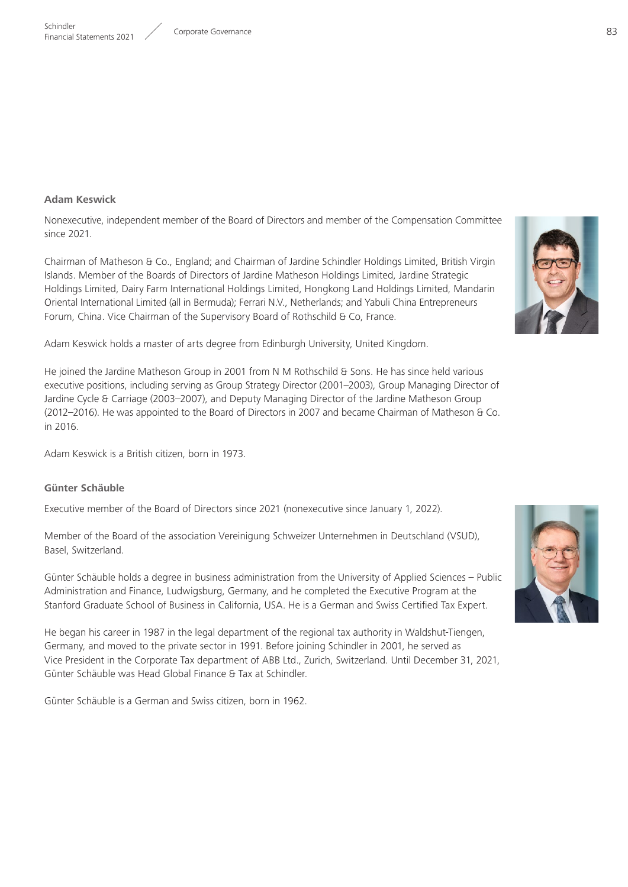**Adam Keswick**

Nonexecutive, independent member of the Board of Directors and member of the Compensation Committee since 2021.

Chairman of Matheson & Co., England; and Chairman of Jardine Schindler Holdings Limited, British Virgin Islands. Member of the Boards of Directors of Jardine Matheson Holdings Limited, Jardine Strategic Holdings Limited, Dairy Farm International Holdings Limited, Hongkong Land Holdings Limited, Mandarin Oriental International Limited (all in Bermuda); Ferrari N.V., Netherlands; and Yabuli China Entrepreneurs Forum, China. Vice Chairman of the Supervisory Board of Rothschild & Co, France.

Adam Keswick holds a master of arts degree from Edinburgh University, United Kingdom.

He joined the Jardine Matheson Group in 2001 from N M Rothschild & Sons. He has since held various executive positions, including serving as Group Strategy Director (2001–2003), Group Managing Director of Jardine Cycle & Carriage (2003–2007), and Deputy Managing Director of the Jardine Matheson Group (2012–2016). He was appointed to the Board of Directors in 2007 and became Chairman of Matheson & Co. in 2016.

Adam Keswick is a British citizen, born in 1973.

**Günter Schäuble**

Executive member of the Board of Directors since 2021 (nonexecutive since January 1, 2022).

Member of the Board of the association Vereinigung Schweizer Unternehmen in Deutschland (VSUD), Basel, Switzerland.

Günter Schäuble holds a degree in business administration from the University of Applied Sciences – Public Administration and Finance, Ludwigsburg, Germany, and he completed the Executive Program at the Stanford Graduate School of Business in California, USA. He is a German and Swiss Certified Tax Expert.

He began his career in 1987 in the legal department of the regional tax authority in Waldshut-Tiengen, Germany, and moved to the private sector in 1991. Before joining Schindler in 2001, he served as Vice President in the Corporate Tax department of ABB Ltd., Zurich, Switzerland. Until December 31, 2021, Günter Schäuble was Head Global Finance & Tax at Schindler.

Günter Schäuble is a German and Swiss citizen, born in 1962.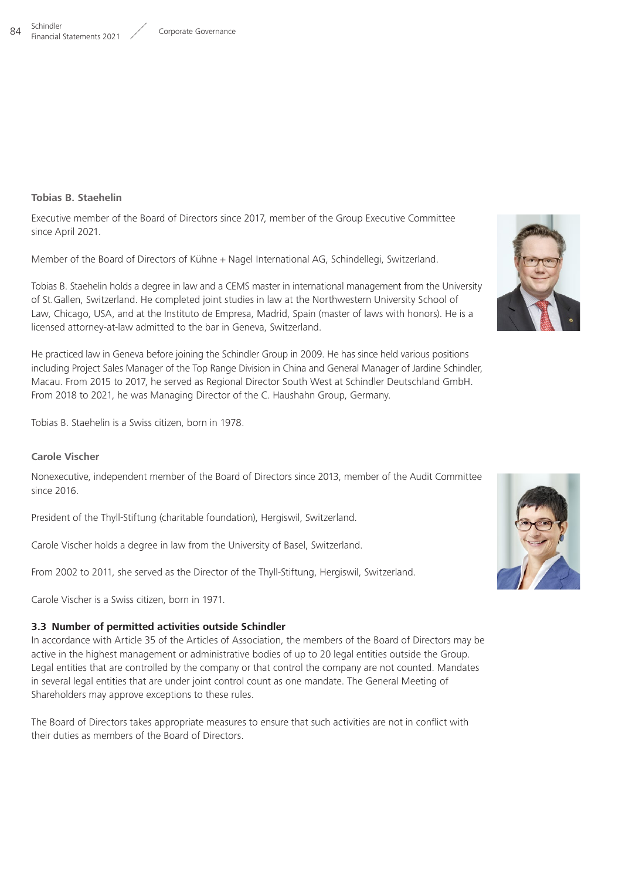**Tobias B. Staehelin**

Executive member of the Board of Directors since 2017, member of the Group Executive Committee since April 2021.

Member of the Board of Directors of Kühne + Nagel International AG, Schindellegi, Switzerland.

Tobias B. Staehelin holds a degree in law and a CEMS master in international management from the University of St. Gallen, Switzerland. He completed joint studies in law at the Northwestern University School of Law, Chicago, USA, and at the Instituto de Empresa, Madrid, Spain (master of laws with honors). He is a licensed attorney-at-law admitted to the bar in Geneva, Switzerland.

He practiced law in Geneva before joining the Schindler Group in 2009. He has since held various positions including Project Sales Manager of the Top Range Division in China and General Manager of Jardine Schindler, Macau. From 2015 to 2017, he served as Regional Director South West at Schindler Deutschland GmbH. From 2018 to 2021, he was Managing Director of the C. Haushahn Group, Germany.

Tobias B. Staehelin is a Swiss citizen, born in 1978.

**Carole Vischer**

Nonexecutive, independent member of the Board of Directors since 2013, member of the Audit Committee since 2016.

President of the Thyll-Stiftung (charitable foundation), Hergiswil, Switzerland.

Carole Vischer holds a degree in law from the University of Basel, Switzerland.

From 2002 to 2011, she served as the Director of the Thyll-Stiftung, Hergiswil, Switzerland.

Carole Vischer is a Swiss citizen, born in 1971.

### 3.3 Number of permitted activities outside Schindler

In accordance with Article 35 of the Articles of Association, the members of the Board of Directors may be active in the highest management or administrative bodies of up to 20 legal entities outside the Group. Legal entities that are controlled by the company or that control the company are not counted. Mandates in several legal entities that are under joint control count as one mandate. The General Meeting of Shareholders may approve exceptions to these rules.

The Board of Directors takes appropriate measures to ensure that such activities are not in conflict with their duties as members of the Board of Directors.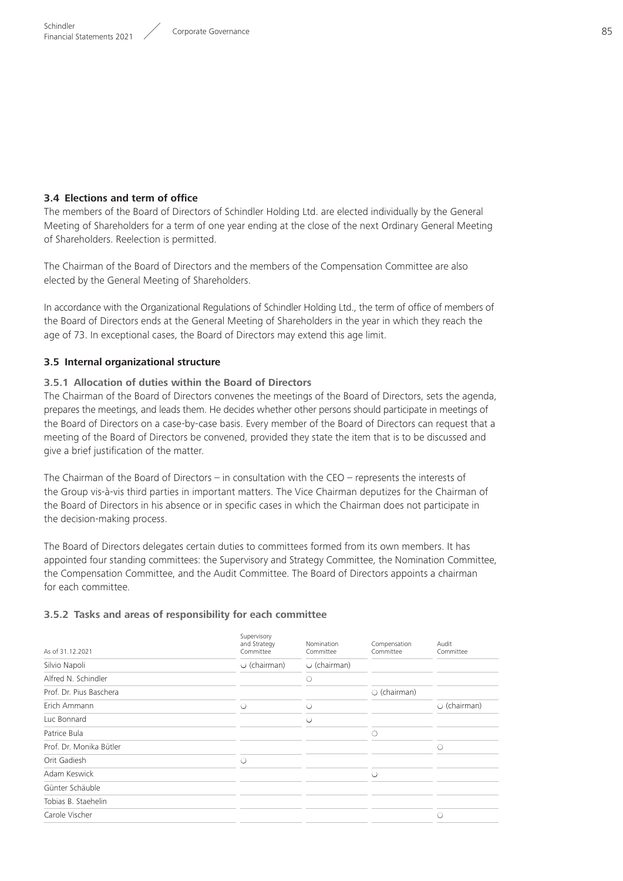### 3.4 Elections and term of office

The members of the Board of Directors of Schindler Holding Ltd. are elected individually by the General Meeting of Shareholders for a term of one year ending at the close of the next Ordinary General Meeting of Shareholders. Reelection is permitted.

The Chairman of the Board of Directors and the members of the Compensation Committee are also elected by the General Meeting of Shareholders.

In accordance with the Organizational Regulations of Schindler Holding Ltd., the term of office of members of the Board of Directors ends at the General Meeting of Shareholders in the year in which they reach the age of 73. In exceptional cases, the Board of Directors may extend this age limit.

### 3.5 Internal organizational structure

#### 3.5.1 Allocation of duties within the Board of Directors

The Chairman of the Board of Directors convenes the meetings of the Board of Directors, sets the agenda, prepares the meetings, and leads them. He decides whether other persons should participate in meetings of the Board of Directors on a case-by-case basis. Every member of the Board of Directors can request that a meeting of the Board of Directors be convened, provided they state the item that is to be discussed and give a brief justification of the matter.

The Chairman of the Board of Directors – in consultation with the CEO – represents the interests of the Group vis-à-vis third parties in important matters. The Vice Chairman deputizes for the Chairman of the Board of Directors in his absence or in specific cases in which the Chairman does not participate in the decision-making process.

The Board of Directors delegates certain duties to committees formed from its own members. It has appointed four standing committees: the Supervisory and Strategy Committee, the Nomination Committee, the Compensation Committee, and the Audit Committee. The Board of Directors appoints a chairman for each committee.

#### 3.5.2 Tasks and areas of responsibility for each committee

| As of 31.12.2021 | Supervisory and Strategy Committee | Nomination Committee | Compensation Committee | Audit Committee |
|---|---|---|---|---|
| Silvio Napoli | ○ (chairman) | ○ (chairman) | | |
| Alfred N. Schindler | | ○ | | |
| Prof. Dr. Pius Baschera | | | ○ (chairman) | |
| Erich Ammann | ○ | ○ | | ○ (chairman) |
| Luc Bonnard | | ○ | | |
| Patrice Bula | | | ○ | |
| Prof. Dr. Monika Bütler | | | | ○ |
| Orit Gadiesh | ○ | | | |
| Adam Keswick | | | ○ | |
| Günter Schäuble | | | | |
| Tobias B. Staehelin | | | | |
| Carole Vischer | | | | ○ |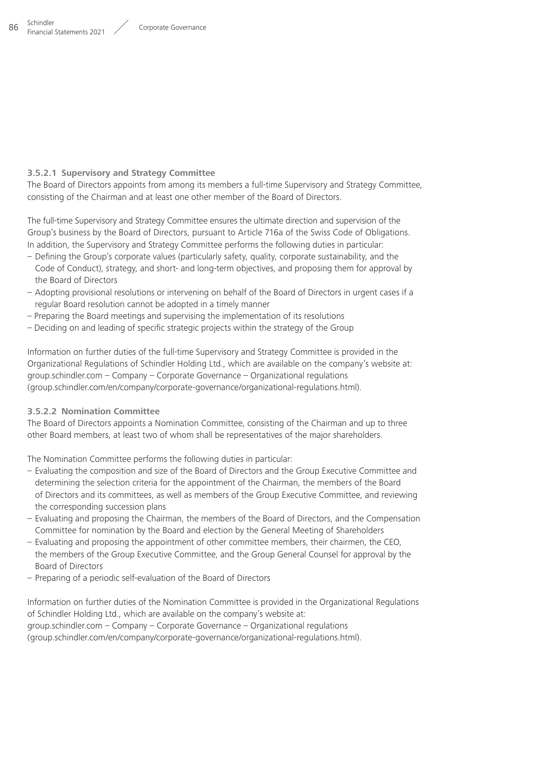#### 3.5.2.1 Supervisory and Strategy Committee

The Board of Directors appoints from among its members a full-time Supervisory and Strategy Committee, consisting of the Chairman and at least one other member of the Board of Directors.

The full-time Supervisory and Strategy Committee ensures the ultimate direction and supervision of the Group's business by the Board of Directors, pursuant to Article 716a of the Swiss Code of Obligations. In addition, the Supervisory and Strategy Committee performs the following duties in particular:

- Defining the Group's corporate values (particularly safety, quality, corporate sustainability, and the Code of Conduct), strategy, and short- and long-term objectives, and proposing them for approval by the Board of Directors
- Adopting provisional resolutions or intervening on behalf of the Board of Directors in urgent cases if a regular Board resolution cannot be adopted in a timely manner
- Preparing the Board meetings and supervising the implementation of its resolutions
- Deciding on and leading of specific strategic projects within the strategy of the Group

Information on further duties of the full-time Supervisory and Strategy Committee is provided in the Organizational Regulations of Schindler Holding Ltd., which are available on the company's website at: group.schindler.com – Company – Corporate Governance – Organizational regulations (group.schindler.com/en/company/corporate-governance/organizational-regulations.html).

#### 3.5.2.2 Nomination Committee

The Board of Directors appoints a Nomination Committee, consisting of the Chairman and up to three other Board members, at least two of whom shall be representatives of the major shareholders.

The Nomination Committee performs the following duties in particular:

- Evaluating the composition and size of the Board of Directors and the Group Executive Committee and determining the selection criteria for the appointment of the Chairman, the members of the Board of Directors and its committees, as well as members of the Group Executive Committee, and reviewing the corresponding succession plans
- Evaluating and proposing the Chairman, the members of the Board of Directors, and the Compensation Committee for nomination by the Board and election by the General Meeting of Shareholders
- Evaluating and proposing the appointment of other committee members, their chairmen, the CEO, the members of the Group Executive Committee, and the Group General Counsel for approval by the Board of Directors
- Preparing of a periodic self-evaluation of the Board of Directors

Information on further duties of the Nomination Committee is provided in the Organizational Regulations of Schindler Holding Ltd., which are available on the company's website at: group.schindler.com – Company – Corporate Governance – Organizational regulations (group.schindler.com/en/company/corporate-governance/organizational-regulations.html).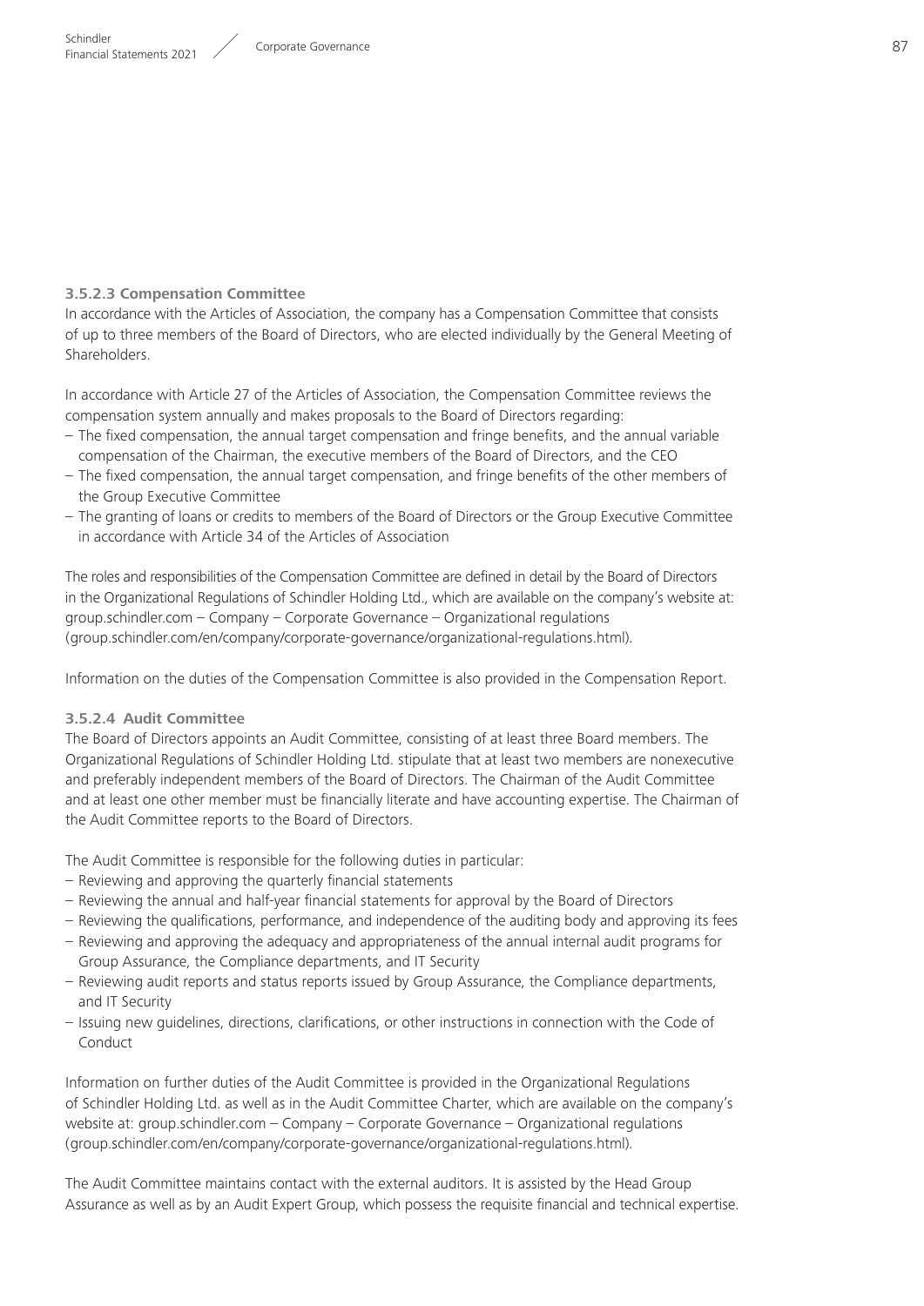#### 3.5.2.3 Compensation Committee

In accordance with the Articles of Association, the company has a Compensation Committee that consists of up to three members of the Board of Directors, who are elected individually by the General Meeting of Shareholders.

In accordance with Article 27 of the Articles of Association, the Compensation Committee reviews the compensation system annually and makes proposals to the Board of Directors regarding:

- The fixed compensation, the annual target compensation and fringe benefits, and the annual variable compensation of the Chairman, the executive members of the Board of Directors, and the CEO
- The fixed compensation, the annual target compensation, and fringe benefits of the other members of the Group Executive Committee
- The granting of loans or credits to members of the Board of Directors or the Group Executive Committee in accordance with Article 34 of the Articles of Association

The roles and responsibilities of the Compensation Committee are defined in detail by the Board of Directors in the Organizational Regulations of Schindler Holding Ltd., which are available on the company's website at: group.schindler.com – Company – Corporate Governance – Organizational regulations (group.schindler.com/en/company/corporate-governance/organizational-regulations.html).

Information on the duties of the Compensation Committee is also provided in the Compensation Report.

#### 3.5.2.4 Audit Committee

The Board of Directors appoints an Audit Committee, consisting of at least three Board members. The Organizational Regulations of Schindler Holding Ltd. stipulate that at least two members are nonexecutive and preferably independent members of the Board of Directors. The Chairman of the Audit Committee and at least one other member must be financially literate and have accounting expertise. The Chairman of the Audit Committee reports to the Board of Directors.

The Audit Committee is responsible for the following duties in particular:

- Reviewing and approving the quarterly financial statements
- Reviewing the annual and half-year financial statements for approval by the Board of Directors
- Reviewing the qualifications, performance, and independence of the auditing body and approving its fees
- Reviewing and approving the adequacy and appropriateness of the annual internal audit programs for Group Assurance, the Compliance departments, and IT Security
- Reviewing audit reports and status reports issued by Group Assurance, the Compliance departments, and IT Security
- Issuing new guidelines, directions, clarifications, or other instructions in connection with the Code of Conduct

Information on further duties of the Audit Committee is provided in the Organizational Regulations of Schindler Holding Ltd. as well as in the Audit Committee Charter, which are available on the company's website at: group.schindler.com – Company – Corporate Governance – Organizational regulations (group.schindler.com/en/company/corporate-governance/organizational-regulations.html).

The Audit Committee maintains contact with the external auditors. It is assisted by the Head Group Assurance as well as by an Audit Expert Group, which possess the requisite financial and technical expertise.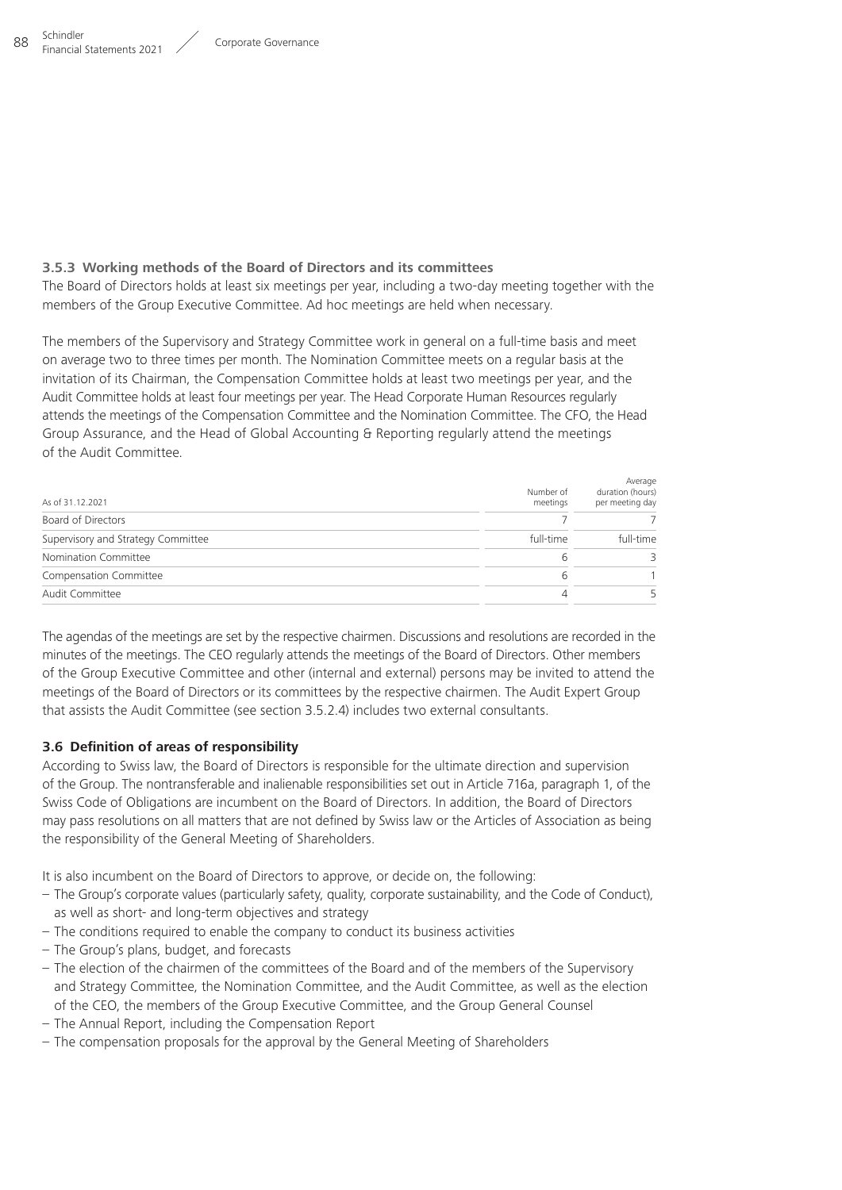### 3.5.3 Working methods of the Board of Directors and its committees

The Board of Directors holds at least six meetings per year, including a two-day meeting together with the members of the Group Executive Committee. Ad hoc meetings are held when necessary.

The members of the Supervisory and Strategy Committee work in general on a full-time basis and meet on average two to three times per month. The Nomination Committee meets on a regular basis at the invitation of its Chairman, the Compensation Committee holds at least two meetings per year, and the Audit Committee holds at least four meetings per year. The Head Corporate Human Resources regularly attends the meetings of the Compensation Committee and the Nomination Committee. The CFO, the Head Group Assurance, and the Head of Global Accounting & Reporting regularly attend the meetings of the Audit Committee.

| As of 31.12.2021 | Number of meetings | Average duration (hours) per meeting day |
|---|---|---|
| Board of Directors | 7 | 7 |
| Supervisory and Strategy Committee | full-time | full-time |
| Nomination Committee | 6 | 3 |
| Compensation Committee | 6 | 1 |
| Audit Committee | 4 | 5 |

The agendas of the meetings are set by the respective chairmen. Discussions and resolutions are recorded in the minutes of the meetings. The CEO regularly attends the meetings of the Board of Directors. Other members of the Group Executive Committee and other (internal and external) persons may be invited to attend the meetings of the Board of Directors or its committees by the respective chairmen. The Audit Expert Group that assists the Audit Committee (see section 3.5.2.4) includes two external consultants.

### 3.6 Definition of areas of responsibility

According to Swiss law, the Board of Directors is responsible for the ultimate direction and supervision of the Group. The nontransferable and inalienable responsibilities set out in Article 716a, paragraph 1, of the Swiss Code of Obligations are incumbent on the Board of Directors. In addition, the Board of Directors may pass resolutions on all matters that are not defined by Swiss law or the Articles of Association as being the responsibility of the General Meeting of Shareholders.

It is also incumbent on the Board of Directors to approve, or decide on, the following:

- The Group's corporate values (particularly safety, quality, corporate sustainability, and the Code of Conduct), as well as short- and long-term objectives and strategy
- The conditions required to enable the company to conduct its business activities
- The Group's plans, budget, and forecasts
- The election of the chairmen of the committees of the Board and of the members of the Supervisory and Strategy Committee, the Nomination Committee, and the Audit Committee, as well as the election of the CEO, the members of the Group Executive Committee, and the Group General Counsel
- The Annual Report, including the Compensation Report
- The compensation proposals for the approval by the General Meeting of Shareholders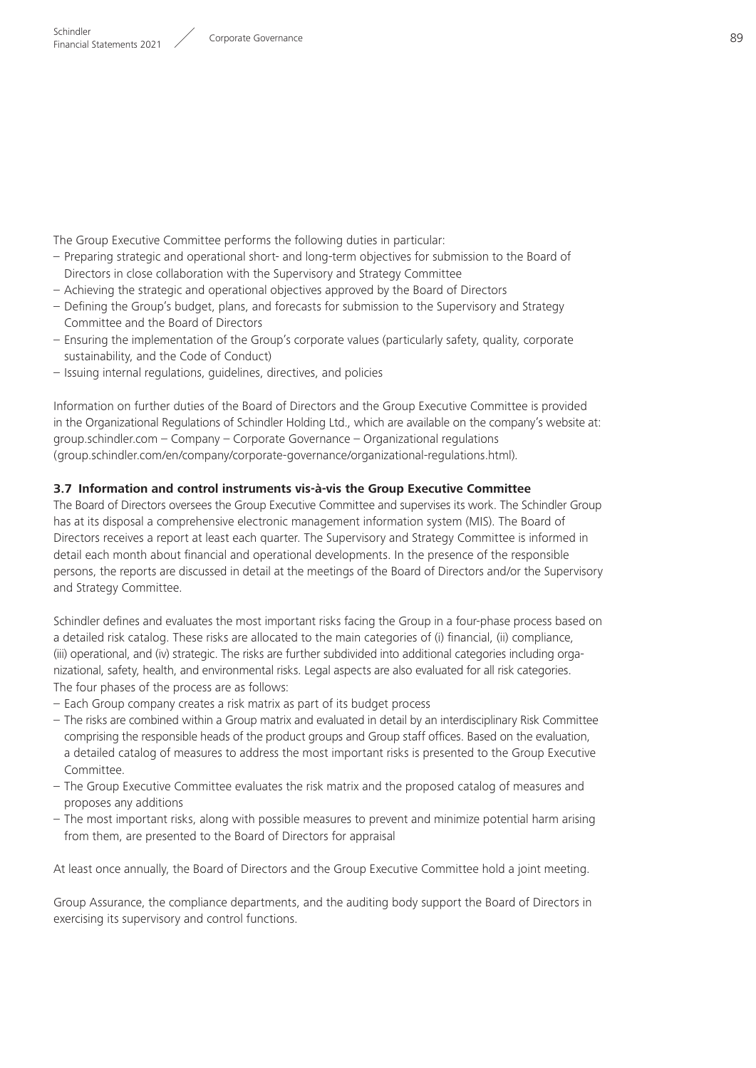The Group Executive Committee performs the following duties in particular:

- Preparing strategic and operational short- and long-term objectives for submission to the Board of Directors in close collaboration with the Supervisory and Strategy Committee
- Achieving the strategic and operational objectives approved by the Board of Directors
- Defining the Group's budget, plans, and forecasts for submission to the Supervisory and Strategy Committee and the Board of Directors
- Ensuring the implementation of the Group's corporate values (particularly safety, quality, corporate sustainability, and the Code of Conduct)
- Issuing internal regulations, guidelines, directives, and policies

Information on further duties of the Board of Directors and the Group Executive Committee is provided in the Organizational Regulations of Schindler Holding Ltd., which are available on the company's website at: group.schindler.com – Company – Corporate Governance – Organizational regulations (group.schindler.com/en/company/corporate-governance/organizational-regulations.html).

### 3.7 Information and control instruments vis-à-vis the Group Executive Committee

The Board of Directors oversees the Group Executive Committee and supervises its work. The Schindler Group has at its disposal a comprehensive electronic management information system (MIS). The Board of Directors receives a report at least each quarter. The Supervisory and Strategy Committee is informed in detail each month about financial and operational developments. In the presence of the responsible persons, the reports are discussed in detail at the meetings of the Board of Directors and/or the Supervisory and Strategy Committee.

Schindler defines and evaluates the most important risks facing the Group in a four-phase process based on a detailed risk catalog. These risks are allocated to the main categories of (i) financial, (ii) compliance, (iii) operational, and (iv) strategic. The risks are further subdivided into additional categories including organizational, safety, health, and environmental risks. Legal aspects are also evaluated for all risk categories. The four phases of the process are as follows:

- Each Group company creates a risk matrix as part of its budget process
- The risks are combined within a Group matrix and evaluated in detail by an interdisciplinary Risk Committee comprising the responsible heads of the product groups and Group staff offices. Based on the evaluation, a detailed catalog of measures to address the most important risks is presented to the Group Executive Committee.
- The Group Executive Committee evaluates the risk matrix and the proposed catalog of measures and proposes any additions
- The most important risks, along with possible measures to prevent and minimize potential harm arising from them, are presented to the Board of Directors for appraisal

At least once annually, the Board of Directors and the Group Executive Committee hold a joint meeting.

Group Assurance, the compliance departments, and the auditing body support the Board of Directors in exercising its supervisory and control functions.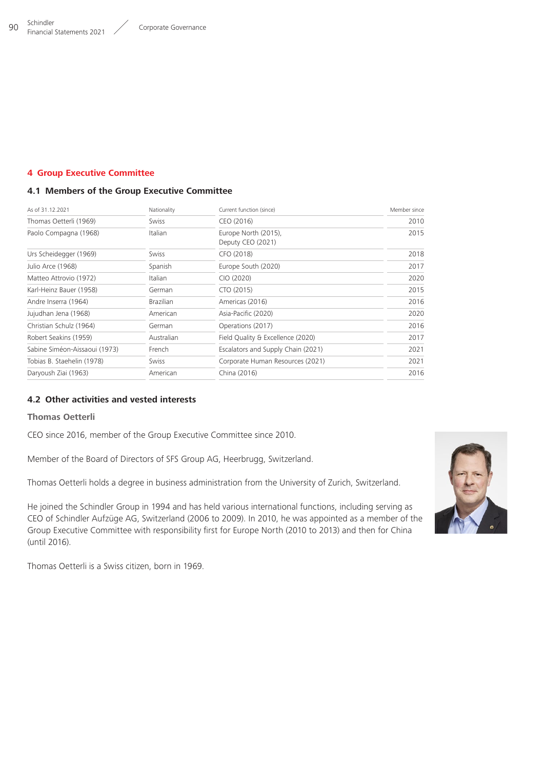## 4 Group Executive Committee

### 4.1 Members of the Group Executive Committee

| As of 31.12.2021 | Nationality | Current function (since) | Member since |
|---|---|---|---|
| Thomas Oetterli (1969) | Swiss | CEO (2016) | 2010 |
| Paolo Compagna (1968) | Italian | Europe North (2015), Deputy CEO (2021) | 2015 |
| Urs Scheidegger (1969) | Swiss | CFO (2018) | 2018 |
| Julio Arce (1968) | Spanish | Europe South (2020) | 2017 |
| Matteo Attrovio (1972) | Italian | CIO (2020) | 2020 |
| Karl-Heinz Bauer (1958) | German | CTO (2015) | 2015 |
| Andre Inserra (1964) | Brazilian | Americas (2016) | 2016 |
| Jujudhan Jena (1968) | American | Asia-Pacific (2020) | 2020 |
| Christian Schulz (1964) | German | Operations (2017) | 2016 |
| Robert Seakins (1959) | Australian | Field Quality & Excellence (2020) | 2017 |
| Sabine Siméon-Aissaoui (1973) | French | Escalators and Supply Chain (2021) | 2021 |
| Tobias B. Staehelin (1978) | Swiss | Corporate Human Resources (2021) | 2021 |
| Daryoush Ziai (1963) | American | China (2016) | 2016 |

### 4.2 Other activities and vested interests

**Thomas Oetterli**

CEO since 2016, member of the Group Executive Committee since 2010.

Member of the Board of Directors of SFS Group AG, Heerbrugg, Switzerland.

Thomas Oetterli holds a degree in business administration from the University of Zurich, Switzerland.

He joined the Schindler Group in 1994 and has held various international functions, including serving as CEO of Schindler Aufzüge AG, Switzerland (2006 to 2009). In 2010, he was appointed as a member of the Group Executive Committee with responsibility first for Europe North (2010 to 2013) and then for China (until 2016).

Thomas Oetterli is a Swiss citizen, born in 1969.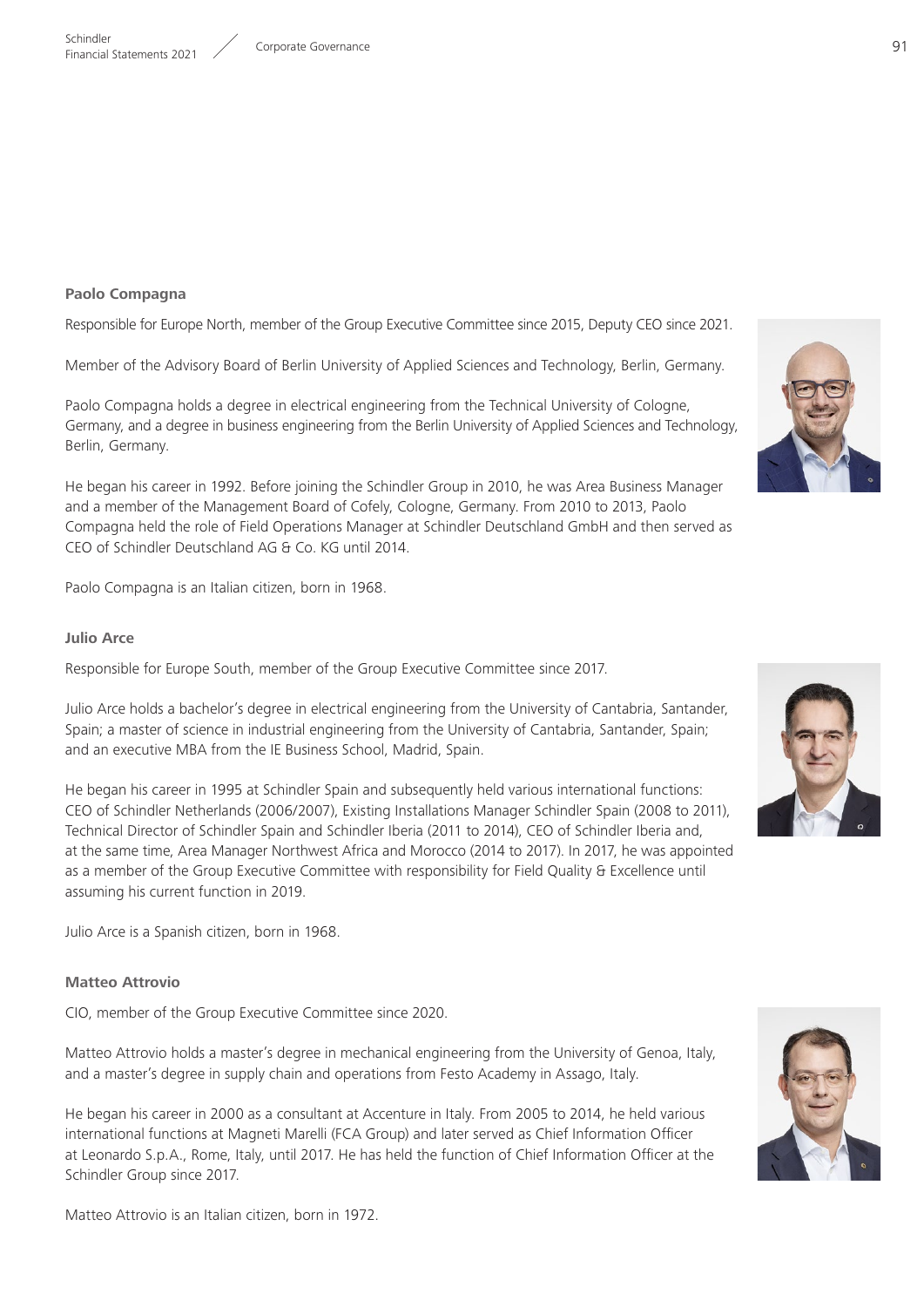### Paolo Compagna

Responsible for Europe North, member of the Group Executive Committee since 2015, Deputy CEO since 2021.

Member of the Advisory Board of Berlin University of Applied Sciences and Technology, Berlin, Germany.

Paolo Compagna holds a degree in electrical engineering from the Technical University of Cologne, Germany, and a degree in business engineering from the Berlin University of Applied Sciences and Technology, Berlin, Germany.

He began his career in 1992. Before joining the Schindler Group in 2010, he was Area Business Manager and a member of the Management Board of Cofely, Cologne, Germany. From 2010 to 2013, Paolo Compagna held the role of Field Operations Manager at Schindler Deutschland GmbH and then served as CEO of Schindler Deutschland AG & Co. KG until 2014.

Paolo Compagna is an Italian citizen, born in 1968.

### Julio Arce

Responsible for Europe South, member of the Group Executive Committee since 2017.

Julio Arce holds a bachelor's degree in electrical engineering from the University of Cantabria, Santander, Spain; a master of science in industrial engineering from the University of Cantabria, Santander, Spain; and an executive MBA from the IE Business School, Madrid, Spain.

He began his career in 1995 at Schindler Spain and subsequently held various international functions: CEO of Schindler Netherlands (2006/2007), Existing Installations Manager Schindler Spain (2008 to 2011), Technical Director of Schindler Spain and Schindler Iberia (2011 to 2014), CEO of Schindler Iberia and, at the same time, Area Manager Northwest Africa and Morocco (2014 to 2017). In 2017, he was appointed as a member of the Group Executive Committee with responsibility for Field Quality & Excellence until assuming his current function in 2019.

Julio Arce is a Spanish citizen, born in 1968.

### Matteo Attrovio

CIO, member of the Group Executive Committee since 2020.

Matteo Attrovio holds a master's degree in mechanical engineering from the University of Genoa, Italy, and a master's degree in supply chain and operations from Festo Academy in Assago, Italy.

He began his career in 2000 as a consultant at Accenture in Italy. From 2005 to 2014, he held various international functions at Magneti Marelli (FCA Group) and later served as Chief Information Officer at Leonardo S.p.A., Rome, Italy, until 2017. He has held the function of Chief Information Officer at the Schindler Group since 2017.

Matteo Attrovio is an Italian citizen, born in 1972.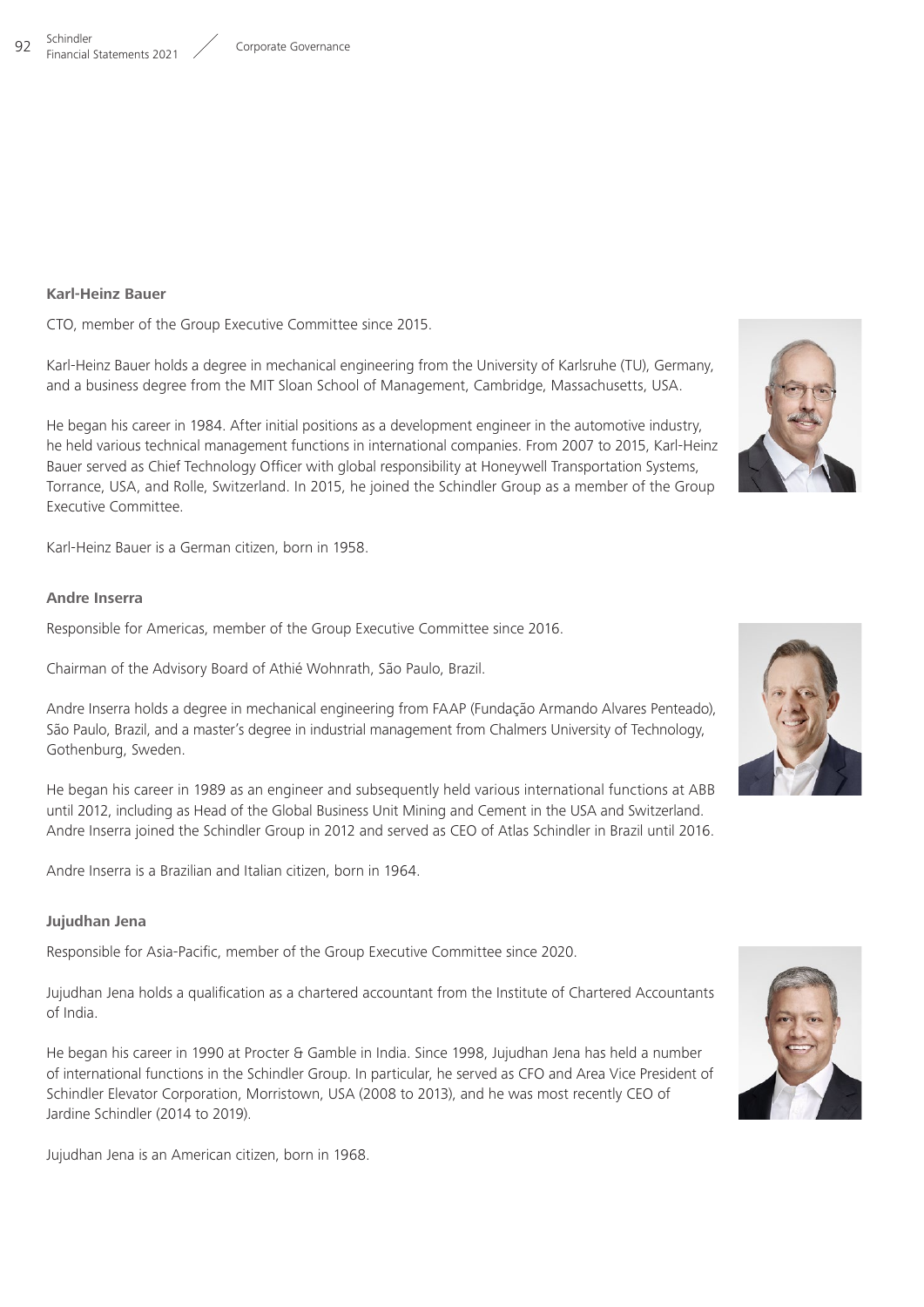**Karl-Heinz Bauer**

CTO, member of the Group Executive Committee since 2015.

Karl-Heinz Bauer holds a degree in mechanical engineering from the University of Karlsruhe (TU), Germany, and a business degree from the MIT Sloan School of Management, Cambridge, Massachusetts, USA.

He began his career in 1984. After initial positions as a development engineer in the automotive industry, he held various technical management functions in international companies. From 2007 to 2015, Karl-Heinz Bauer served as Chief Technology Officer with global responsibility at Honeywell Transportation Systems, Torrance, USA, and Rolle, Switzerland. In 2015, he joined the Schindler Group as a member of the Group Executive Committee.

Karl-Heinz Bauer is a German citizen, born in 1958.

**Andre Inserra**

Responsible for Americas, member of the Group Executive Committee since 2016.

Chairman of the Advisory Board of Athié Wohnrath, São Paulo, Brazil.

Andre Inserra holds a degree in mechanical engineering from FAAP (Fundação Armando Alvares Penteado), São Paulo, Brazil, and a master's degree in industrial management from Chalmers University of Technology, Gothenburg, Sweden.

He began his career in 1989 as an engineer and subsequently held various international functions at ABB until 2012, including as Head of the Global Business Unit Mining and Cement in the USA and Switzerland. Andre Inserra joined the Schindler Group in 2012 and served as CEO of Atlas Schindler in Brazil until 2016.

Andre Inserra is a Brazilian and Italian citizen, born in 1964.

**Jujudhan Jena**

Responsible for Asia-Pacific, member of the Group Executive Committee since 2020.

Jujudhan Jena holds a qualification as a chartered accountant from the Institute of Chartered Accountants of India.

He began his career in 1990 at Procter & Gamble in India. Since 1998, Jujudhan Jena has held a number of international functions in the Schindler Group. In particular, he served as CFO and Area Vice President of Schindler Elevator Corporation, Morristown, USA (2008 to 2013), and he was most recently CEO of Jardine Schindler (2014 to 2019).

Jujudhan Jena is an American citizen, born in 1968.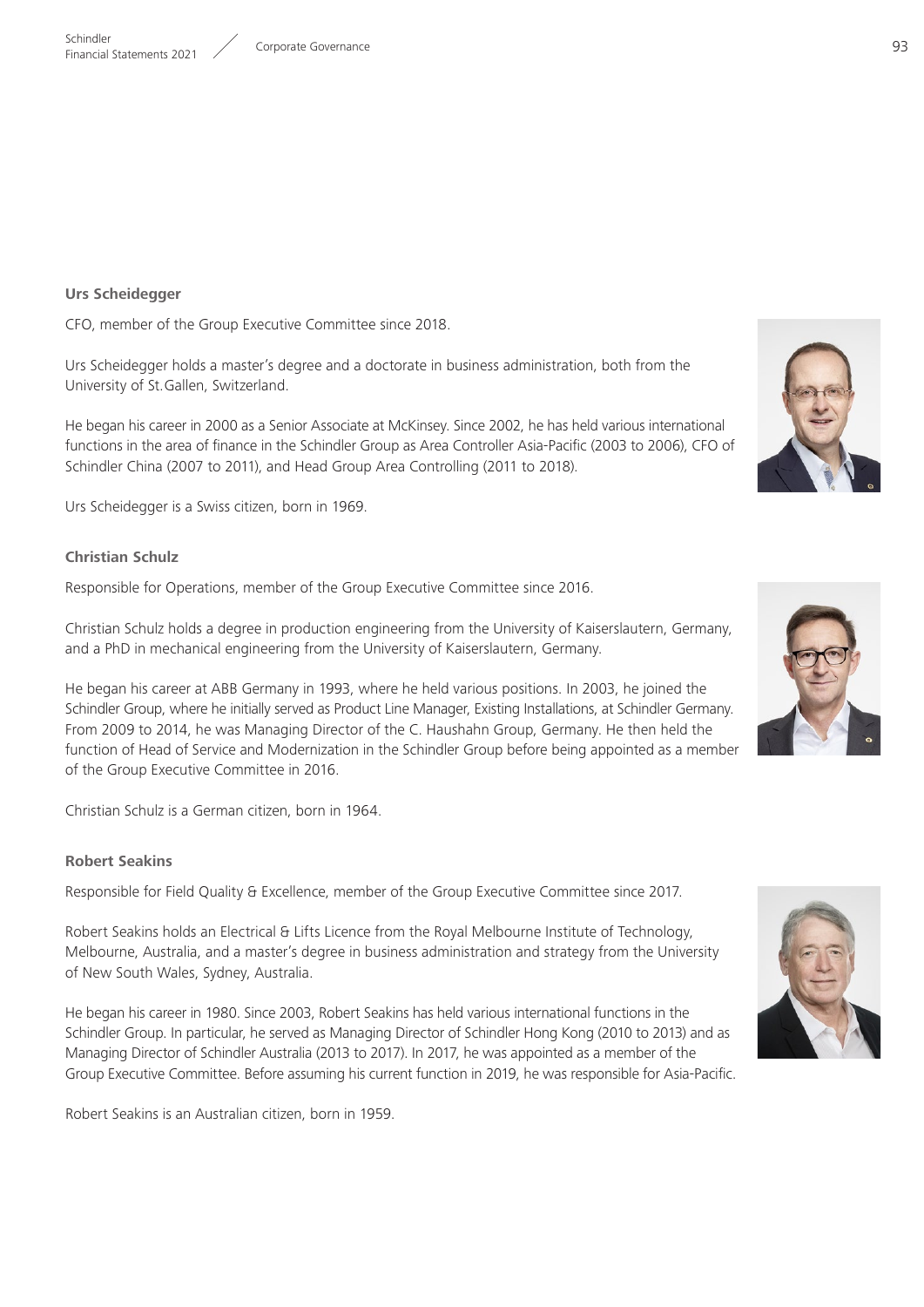**Urs Scheidegger**

CFO, member of the Group Executive Committee since 2018.

Urs Scheidegger holds a master's degree and a doctorate in business administration, both from the University of St.Gallen, Switzerland.

He began his career in 2000 as a Senior Associate at McKinsey. Since 2002, he has held various international functions in the area of finance in the Schindler Group as Area Controller Asia-Pacific (2003 to 2006), CFO of Schindler China (2007 to 2011), and Head Group Area Controlling (2011 to 2018).

Urs Scheidegger is a Swiss citizen, born in 1969.

**Christian Schulz**

Responsible for Operations, member of the Group Executive Committee since 2016.

Christian Schulz holds a degree in production engineering from the University of Kaiserslautern, Germany, and a PhD in mechanical engineering from the University of Kaiserslautern, Germany.

He began his career at ABB Germany in 1993, where he held various positions. In 2003, he joined the Schindler Group, where he initially served as Product Line Manager, Existing Installations, at Schindler Germany. From 2009 to 2014, he was Managing Director of the C. Haushahn Group, Germany. He then held the function of Head of Service and Modernization in the Schindler Group before being appointed as a member of the Group Executive Committee in 2016.

Christian Schulz is a German citizen, born in 1964.

**Robert Seakins**

Responsible for Field Quality & Excellence, member of the Group Executive Committee since 2017.

Robert Seakins holds an Electrical & Lifts Licence from the Royal Melbourne Institute of Technology, Melbourne, Australia, and a master's degree in business administration and strategy from the University of New South Wales, Sydney, Australia.

He began his career in 1980. Since 2003, Robert Seakins has held various international functions in the Schindler Group. In particular, he served as Managing Director of Schindler Hong Kong (2010 to 2013) and as Managing Director of Schindler Australia (2013 to 2017). In 2017, he was appointed as a member of the Group Executive Committee. Before assuming his current function in 2019, he was responsible for Asia-Pacific.

Robert Seakins is an Australian citizen, born in 1959.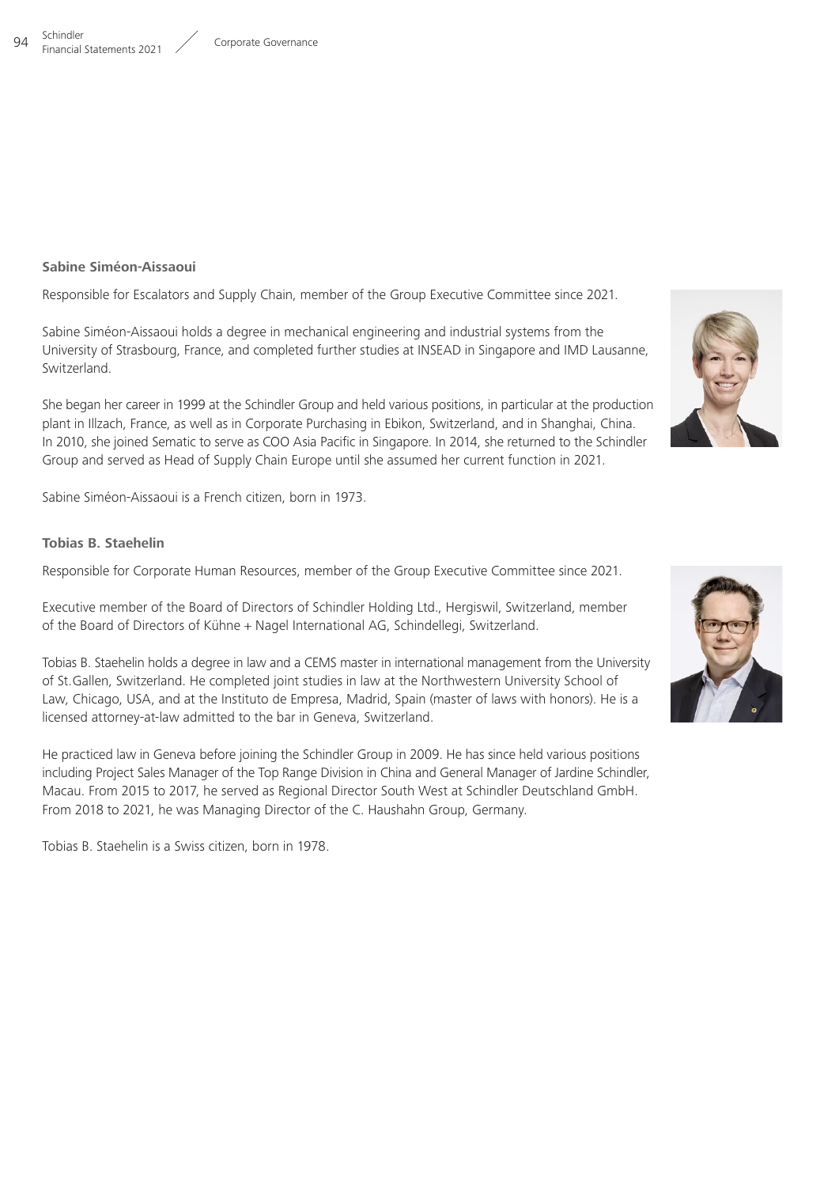**Sabine Siméon-Aissaoui**

Responsible for Escalators and Supply Chain, member of the Group Executive Committee since 2021.

Sabine Siméon-Aissaoui holds a degree in mechanical engineering and industrial systems from the University of Strasbourg, France, and completed further studies at INSEAD in Singapore and IMD Lausanne, Switzerland.

She began her career in 1999 at the Schindler Group and held various positions, in particular at the production plant in Illzach, France, as well as in Corporate Purchasing in Ebikon, Switzerland, and in Shanghai, China. In 2010, she joined Sematic to serve as COO Asia Pacific in Singapore. In 2014, she returned to the Schindler Group and served as Head of Supply Chain Europe until she assumed her current function in 2021.

Sabine Siméon-Aissaoui is a French citizen, born in 1973.

**Tobias B. Staehelin**

Responsible for Corporate Human Resources, member of the Group Executive Committee since 2021.

Executive member of the Board of Directors of Schindler Holding Ltd., Hergiswil, Switzerland, member of the Board of Directors of Kühne + Nagel International AG, Schindellegi, Switzerland.

Tobias B. Staehelin holds a degree in law and a CEMS master in international management from the University of St.Gallen, Switzerland. He completed joint studies in law at the Northwestern University School of Law, Chicago, USA, and at the Instituto de Empresa, Madrid, Spain (master of laws with honors). He is a licensed attorney-at-law admitted to the bar in Geneva, Switzerland.

He practiced law in Geneva before joining the Schindler Group in 2009. He has since held various positions including Project Sales Manager of the Top Range Division in China and General Manager of Jardine Schindler, Macau. From 2015 to 2017, he served as Regional Director South West at Schindler Deutschland GmbH. From 2018 to 2021, he was Managing Director of the C. Haushahn Group, Germany.

Tobias B. Staehelin is a Swiss citizen, born in 1978.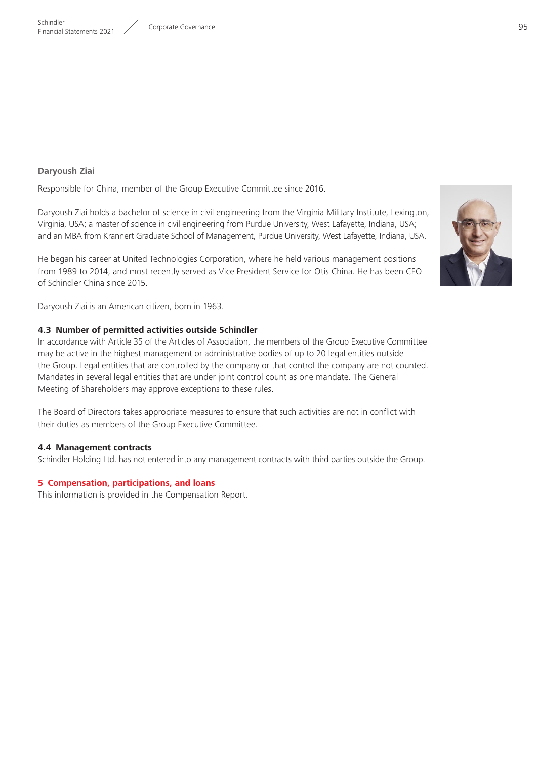**Daryoush Ziai**

Responsible for China, member of the Group Executive Committee since 2016.

Daryoush Ziai holds a bachelor of science in civil engineering from the Virginia Military Institute, Lexington, Virginia, USA; a master of science in civil engineering from Purdue University, West Lafayette, Indiana, USA; and an MBA from Krannert Graduate School of Management, Purdue University, West Lafayette, Indiana, USA.

He began his career at United Technologies Corporation, where he held various management positions from 1989 to 2014, and most recently served as Vice President Service for Otis China. He has been CEO of Schindler China since 2015.

Daryoush Ziai is an American citizen, born in 1963.

### 4.3 Number of permitted activities outside Schindler

In accordance with Article 35 of the Articles of Association, the members of the Group Executive Committee may be active in the highest management or administrative bodies of up to 20 legal entities outside the Group. Legal entities that are controlled by the company or that control the company are not counted. Mandates in several legal entities that are under joint control count as one mandate. The General Meeting of Shareholders may approve exceptions to these rules.

The Board of Directors takes appropriate measures to ensure that such activities are not in conflict with their duties as members of the Group Executive Committee.

### 4.4 Management contracts

Schindler Holding Ltd. has not entered into any management contracts with third parties outside the Group.

## 5 Compensation, participations, and loans

This information is provided in the Compensation Report.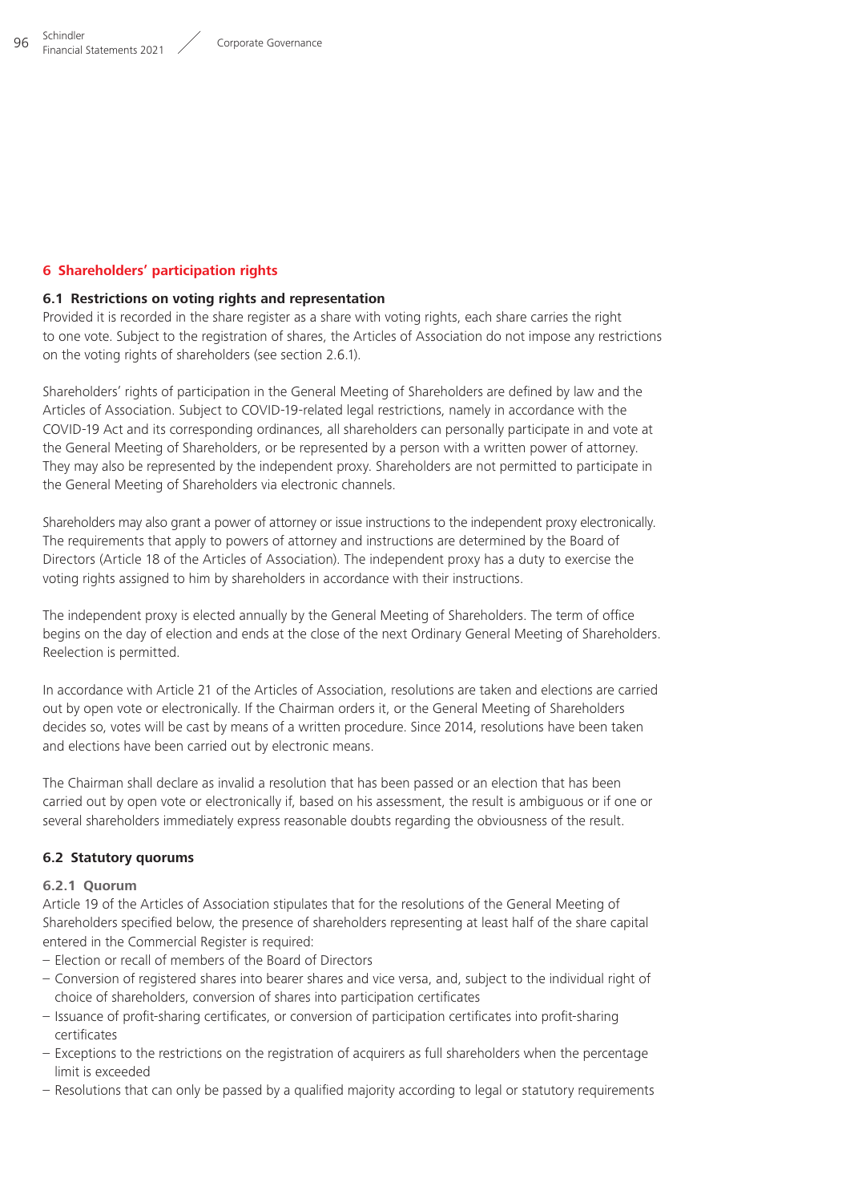## 6 Shareholders' participation rights

### 6.1 Restrictions on voting rights and representation

Provided it is recorded in the share register as a share with voting rights, each share carries the right to one vote. Subject to the registration of shares, the Articles of Association do not impose any restrictions on the voting rights of shareholders (see section 2.6.1).

Shareholders' rights of participation in the General Meeting of Shareholders are defined by law and the Articles of Association. Subject to COVID-19-related legal restrictions, namely in accordance with the COVID-19 Act and its corresponding ordinances, all shareholders can personally participate in and vote at the General Meeting of Shareholders, or be represented by a person with a written power of attorney. They may also be represented by the independent proxy. Shareholders are not permitted to participate in the General Meeting of Shareholders via electronic channels.

Shareholders may also grant a power of attorney or issue instructions to the independent proxy electronically. The requirements that apply to powers of attorney and instructions are determined by the Board of Directors (Article 18 of the Articles of Association). The independent proxy has a duty to exercise the voting rights assigned to him by shareholders in accordance with their instructions.

The independent proxy is elected annually by the General Meeting of Shareholders. The term of office begins on the day of election and ends at the close of the next Ordinary General Meeting of Shareholders. Reelection is permitted.

In accordance with Article 21 of the Articles of Association, resolutions are taken and elections are carried out by open vote or electronically. If the Chairman orders it, or the General Meeting of Shareholders decides so, votes will be cast by means of a written procedure. Since 2014, resolutions have been taken and elections have been carried out by electronic means.

The Chairman shall declare as invalid a resolution that has been passed or an election that has been carried out by open vote or electronically if, based on his assessment, the result is ambiguous or if one or several shareholders immediately express reasonable doubts regarding the obviousness of the result.

### 6.2 Statutory quorums

#### 6.2.1 Quorum

Article 19 of the Articles of Association stipulates that for the resolutions of the General Meeting of Shareholders specified below, the presence of shareholders representing at least half of the share capital entered in the Commercial Register is required:

- Election or recall of members of the Board of Directors
- Conversion of registered shares into bearer shares and vice versa, and, subject to the individual right of choice of shareholders, conversion of shares into participation certificates
- Issuance of profit-sharing certificates, or conversion of participation certificates into profit-sharing certificates
- Exceptions to the restrictions on the registration of acquirers as full shareholders when the percentage limit is exceeded
- Resolutions that can only be passed by a qualified majority according to legal or statutory requirements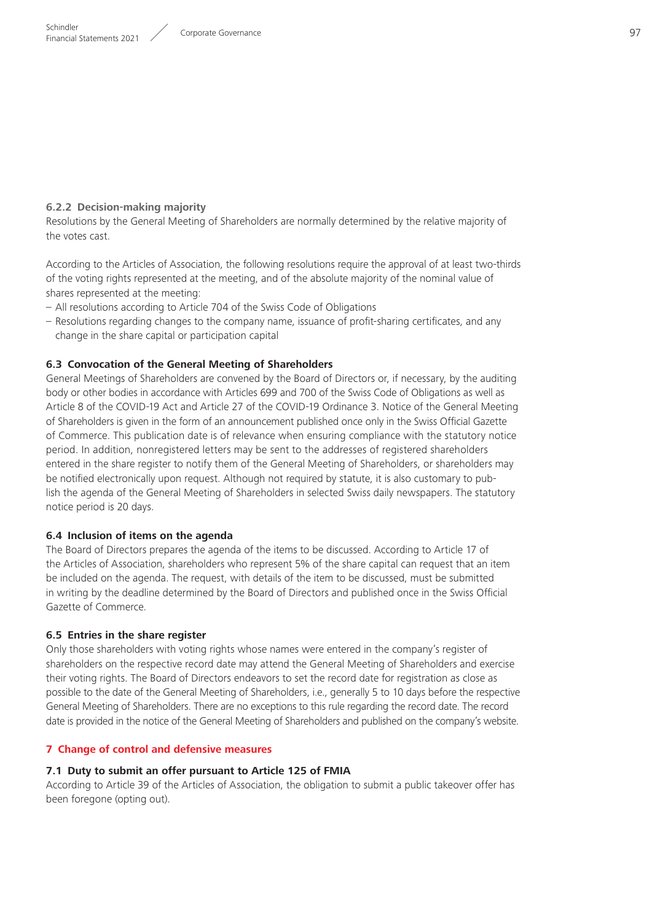#### 6.2.2 Decision-making majority

Resolutions by the General Meeting of Shareholders are normally determined by the relative majority of the votes cast.

According to the Articles of Association, the following resolutions require the approval of at least two-thirds of the voting rights represented at the meeting, and of the absolute majority of the nominal value of shares represented at the meeting:

- All resolutions according to Article 704 of the Swiss Code of Obligations
- Resolutions regarding changes to the company name, issuance of profit-sharing certificates, and any change in the share capital or participation capital

### 6.3 Convocation of the General Meeting of Shareholders

General Meetings of Shareholders are convened by the Board of Directors or, if necessary, by the auditing body or other bodies in accordance with Articles 699 and 700 of the Swiss Code of Obligations as well as Article 8 of the COVID-19 Act and Article 27 of the COVID-19 Ordinance 3. Notice of the General Meeting of Shareholders is given in the form of an announcement published once only in the Swiss Official Gazette of Commerce. This publication date is of relevance when ensuring compliance with the statutory notice period. In addition, nonregistered letters may be sent to the addresses of registered shareholders entered in the share register to notify them of the General Meeting of Shareholders, or shareholders may be notified electronically upon request. Although not required by statute, it is also customary to publish the agenda of the General Meeting of Shareholders in selected Swiss daily newspapers. The statutory notice period is 20 days.

### 6.4 Inclusion of items on the agenda

The Board of Directors prepares the agenda of the items to be discussed. According to Article 17 of the Articles of Association, shareholders who represent 5% of the share capital can request that an item be included on the agenda. The request, with details of the item to be discussed, must be submitted in writing by the deadline determined by the Board of Directors and published once in the Swiss Official Gazette of Commerce.

### 6.5 Entries in the share register

Only those shareholders with voting rights whose names were entered in the company's register of shareholders on the respective record date may attend the General Meeting of Shareholders and exercise their voting rights. The Board of Directors endeavors to set the record date for registration as close as possible to the date of the General Meeting of Shareholders, i.e., generally 5 to 10 days before the respective General Meeting of Shareholders. There are no exceptions to this rule regarding the record date. The record date is provided in the notice of the General Meeting of Shareholders and published on the company's website.

## 7 Change of control and defensive measures

### 7.1 Duty to submit an offer pursuant to Article 125 of FMIA

According to Article 39 of the Articles of Association, the obligation to submit a public takeover offer has been foregone (opting out).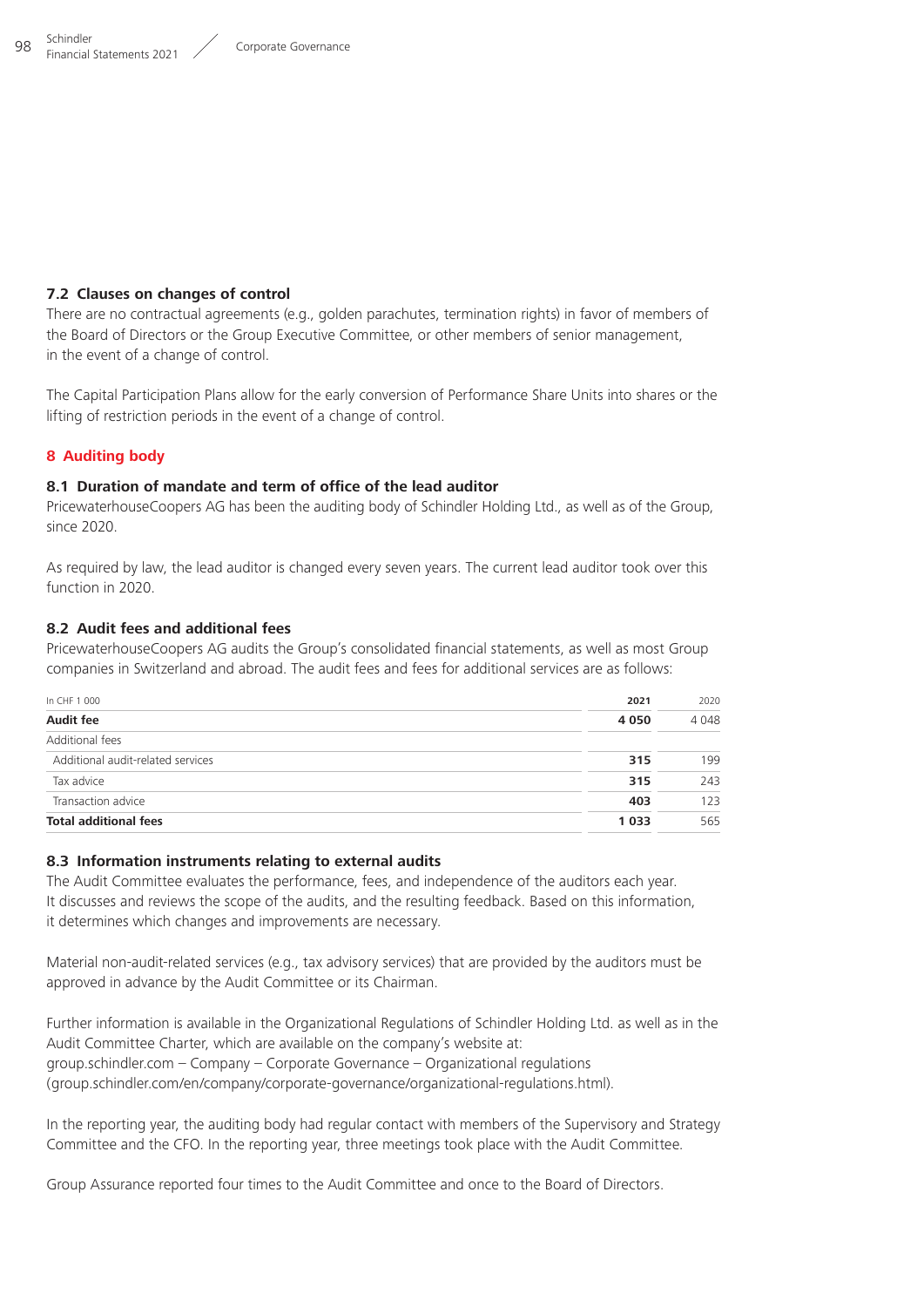### 7.2 Clauses on changes of control

There are no contractual agreements (e.g., golden parachutes, termination rights) in favor of members of the Board of Directors or the Group Executive Committee, or other members of senior management, in the event of a change of control.

The Capital Participation Plans allow for the early conversion of Performance Share Units into shares or the lifting of restriction periods in the event of a change of control.

## 8 Auditing body

### 8.1 Duration of mandate and term of office of the lead auditor

PricewaterhouseCoopers AG has been the auditing body of Schindler Holding Ltd., as well as of the Group, since 2020.

As required by law, the lead auditor is changed every seven years. The current lead auditor took over this function in 2020.

### 8.2 Audit fees and additional fees

PricewaterhouseCoopers AG audits the Group's consolidated financial statements, as well as most Group companies in Switzerland and abroad. The audit fees and fees for additional services are as follows:

| In CHF 1 000 | 2021 | 2020 |
|---|---|---|
| **Audit fee** | **4 050** | 4 048 |
| Additional fees | | |
| Additional audit-related services | **315** | 199 |
| Tax advice | **315** | 243 |
| Transaction advice | **403** | 123 |
| **Total additional fees** | **1 033** | 565 |

### 8.3 Information instruments relating to external audits

The Audit Committee evaluates the performance, fees, and independence of the auditors each year. It discusses and reviews the scope of the audits, and the resulting feedback. Based on this information, it determines which changes and improvements are necessary.

Material non-audit-related services (e.g., tax advisory services) that are provided by the auditors must be approved in advance by the Audit Committee or its Chairman.

Further information is available in the Organizational Regulations of Schindler Holding Ltd. as well as in the Audit Committee Charter, which are available on the company's website at:
group.schindler.com – Company – Corporate Governance – Organizational regulations
(group.schindler.com/en/company/corporate-governance/organizational-regulations.html).

In the reporting year, the auditing body had regular contact with members of the Supervisory and Strategy Committee and the CFO. In the reporting year, three meetings took place with the Audit Committee.

Group Assurance reported four times to the Audit Committee and once to the Board of Directors.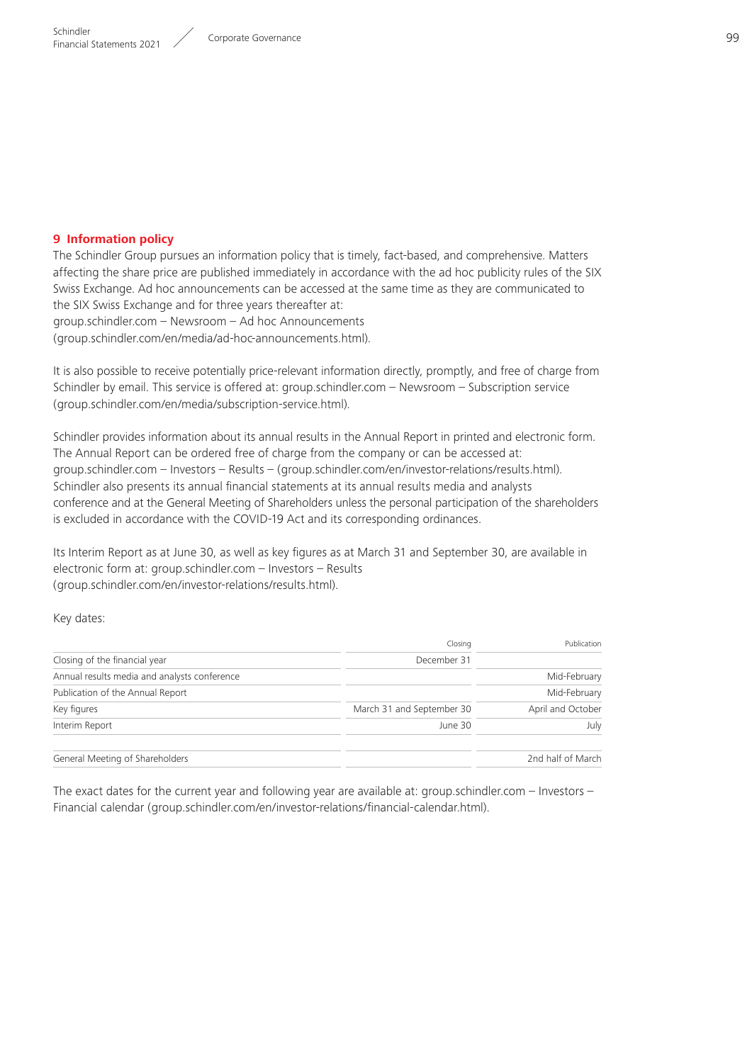## 9 Information policy

The Schindler Group pursues an information policy that is timely, fact-based, and comprehensive. Matters affecting the share price are published immediately in accordance with the ad hoc publicity rules of the SIX Swiss Exchange. Ad hoc announcements can be accessed at the same time as they are communicated to the SIX Swiss Exchange and for three years thereafter at:
group.schindler.com – Newsroom – Ad hoc Announcements
(group.schindler.com/en/media/ad-hoc-announcements.html).

It is also possible to receive potentially price-relevant information directly, promptly, and free of charge from Schindler by email. This service is offered at: group.schindler.com – Newsroom – Subscription service (group.schindler.com/en/media/subscription-service.html).

Schindler provides information about its annual results in the Annual Report in printed and electronic form. The Annual Report can be ordered free of charge from the company or can be accessed at:
group.schindler.com – Investors – Results – (group.schindler.com/en/investor-relations/results.html).
Schindler also presents its annual financial statements at its annual results media and analysts conference and at the General Meeting of Shareholders unless the personal participation of the shareholders is excluded in accordance with the COVID-19 Act and its corresponding ordinances.

Its Interim Report as at June 30, as well as key figures as at March 31 and September 30, are available in electronic form at: group.schindler.com – Investors – Results
(group.schindler.com/en/investor-relations/results.html).

Key dates:

| | Closing | Publication |
|---|---|---|
| Closing of the financial year | December 31 | |
| Annual results media and analysts conference | | Mid-February |
| Publication of the Annual Report | | Mid-February |
| Key figures | March 31 and September 30 | April and October |
| Interim Report | June 30 | July |
| General Meeting of Shareholders | | 2nd half of March |

The exact dates for the current year and following year are available at: group.schindler.com – Investors – Financial calendar (group.schindler.com/en/investor-relations/financial-calendar.html).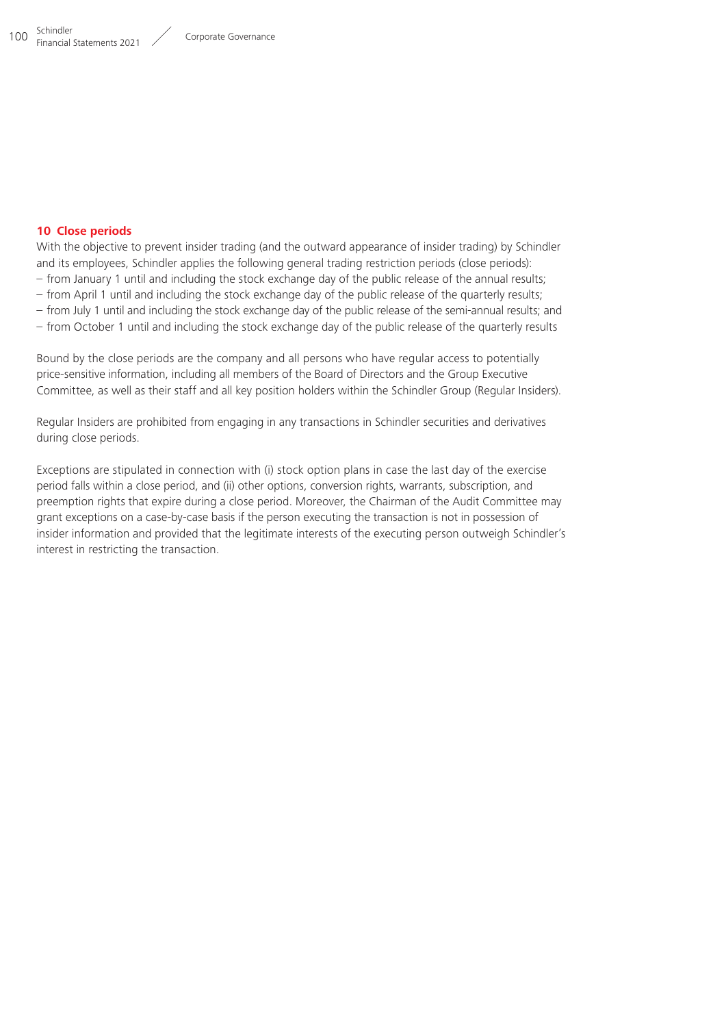## 10 Close periods

With the objective to prevent insider trading (and the outward appearance of insider trading) by Schindler and its employees, Schindler applies the following general trading restriction periods (close periods):

- from January 1 until and including the stock exchange day of the public release of the annual results;
- from April 1 until and including the stock exchange day of the public release of the quarterly results;
- from July 1 until and including the stock exchange day of the public release of the semi-annual results; and
- from October 1 until and including the stock exchange day of the public release of the quarterly results

Bound by the close periods are the company and all persons who have regular access to potentially price-sensitive information, including all members of the Board of Directors and the Group Executive Committee, as well as their staff and all key position holders within the Schindler Group (Regular Insiders).

Regular Insiders are prohibited from engaging in any transactions in Schindler securities and derivatives during close periods.

Exceptions are stipulated in connection with (i) stock option plans in case the last day of the exercise period falls within a close period, and (ii) other options, conversion rights, warrants, subscription, and preemption rights that expire during a close period. Moreover, the Chairman of the Audit Committee may grant exceptions on a case-by-case basis if the person executing the transaction is not in possession of insider information and provided that the legitimate interests of the executing person outweigh Schindler's interest in restricting the transaction.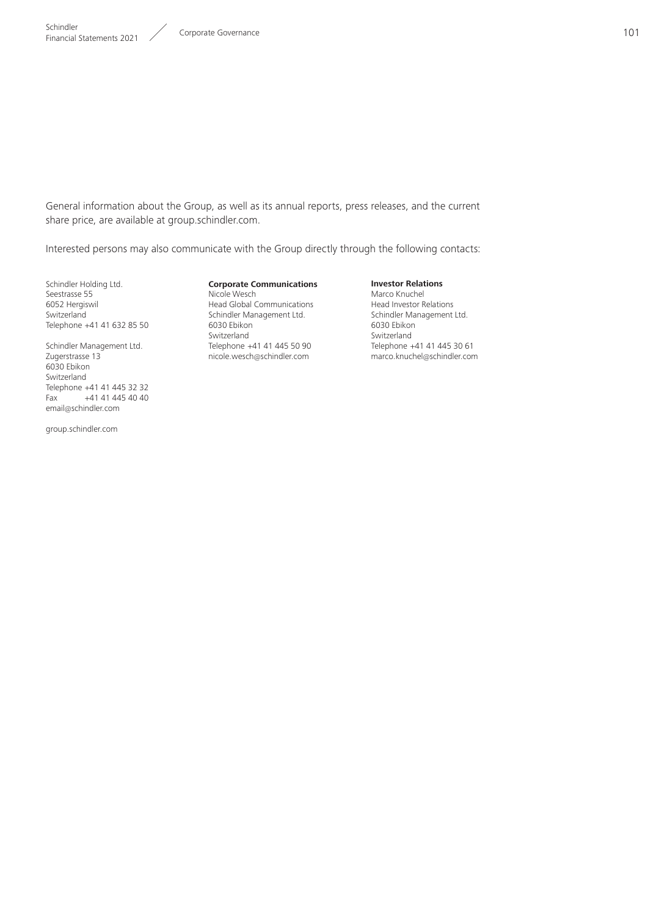General information about the Group, as well as its annual reports, press releases, and the current share price, are available at group.schindler.com.

Interested persons may also communicate with the Group directly through the following contacts:

Schindler Holding Ltd.
Seestrasse 55
6052 Hergiswil
Switzerland
Telephone +41 41 632 85 50

Schindler Management Ltd.
Zugerstrasse 13
6030 Ebikon
Switzerland
Telephone +41 41 445 32 32
Fax +41 41 445 40 40
email@schindler.com

group.schindler.com

**Corporate Communications**
Nicole Wesch
Head Global Communications
Schindler Management Ltd.
6030 Ebikon
Switzerland
Telephone +41 41 445 50 90
nicole.wesch@schindler.com

**Investor Relations**
Marco Knuchel
Head Investor Relations
Schindler Management Ltd.
6030 Ebikon
Switzerland
Telephone +41 41 445 30 61
marco.knuchel@schindler.com